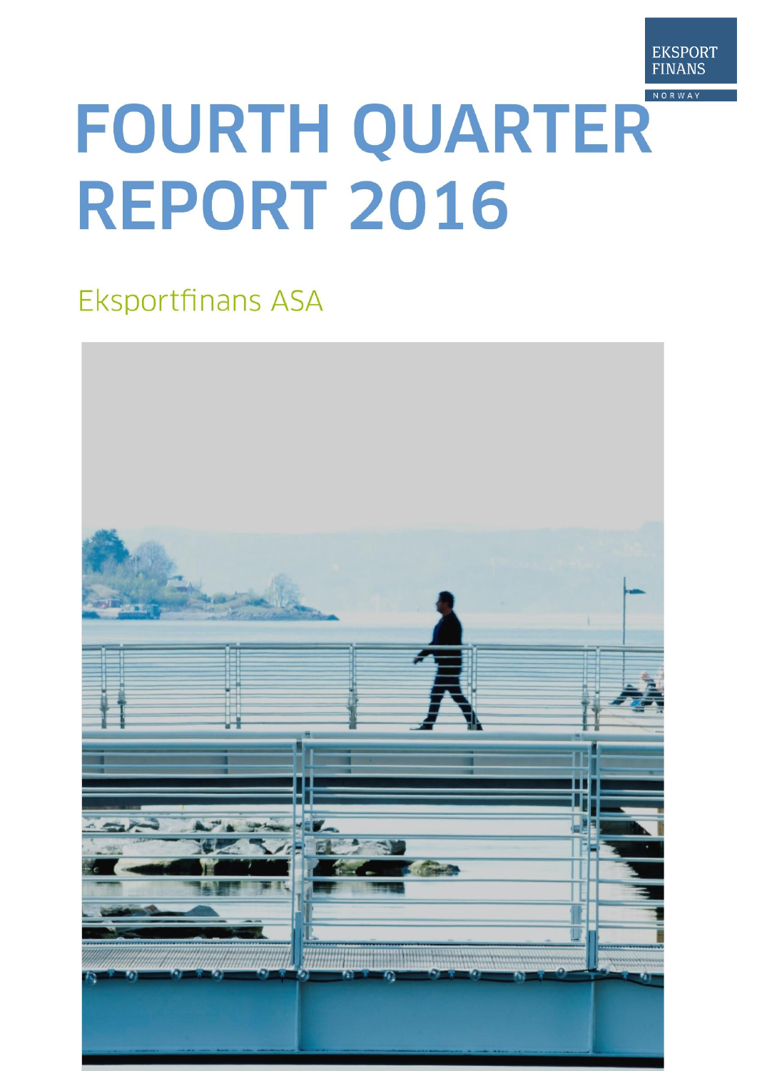EKSPORT FINANS

NORWAY

# FOURTH QUARTER REPORT 2016

Eksportfinans ASA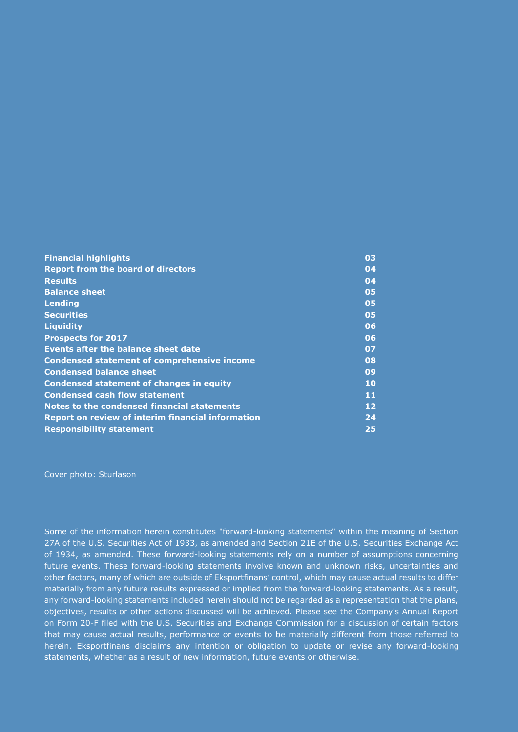| | |
|---|---|
| **Financial highlights** | **03** |
| **Report from the board of directors** | **04** |
| **Results** | **04** |
| **Balance sheet** | **05** |
| **Lending** | **05** |
| **Securities** | **05** |
| **Liquidity** | **06** |
| **Prospects for 2017** | **06** |
| **Events after the balance sheet date** | **07** |
| **Condensed statement of comprehensive income** | **08** |
| **Condensed balance sheet** | **09** |
| **Condensed statement of changes in equity** | **10** |
| **Condensed cash flow statement** | **11** |
| **Notes to the condensed financial statements** | **12** |
| **Report on review of interim financial information** | **24** |
| **Responsibility statement** | **25** |

Cover photo: Sturlason

Some of the information herein constitutes "forward-looking statements" within the meaning of Section 27A of the U.S. Securities Act of 1933, as amended and Section 21E of the U.S. Securities Exchange Act of 1934, as amended. These forward-looking statements rely on a number of assumptions concerning future events. These forward-looking statements involve known and unknown risks, uncertainties and other factors, many of which are outside of Eksportfinans' control, which may cause actual results to differ materially from any future results expressed or implied from the forward-looking statements. As a result, any forward-looking statements included herein should not be regarded as a representation that the plans, objectives, results or other actions discussed will be achieved. Please see the Company's Annual Report on Form 20-F filed with the U.S. Securities and Exchange Commission for a discussion of certain factors that may cause actual results, performance or events to be materially different from those referred to herein. Eksportfinans disclaims any intention or obligation to update or revise any forward-looking statements, whether as a result of new information, future events or otherwise.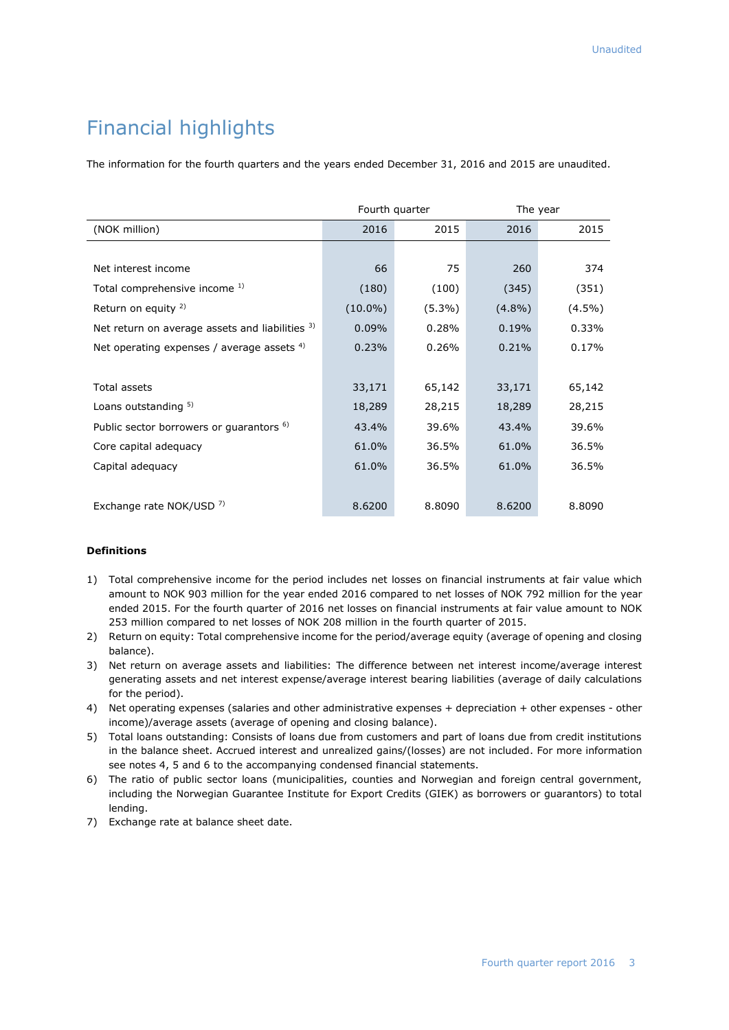Unaudited

# Financial highlights

The information for the fourth quarters and the years ended December 31, 2016 and 2015 are unaudited.

| | Fourth quarter | | The year | |
|---|---|---|---|---|
| (NOK million) | 2016 | 2015 | 2016 | 2015 |
| Net interest income | 66 | 75 | 260 | 374 |
| Total comprehensive income [1] | (180) | (100) | (345) | (351) |
| Return on equity [2] | (10.0%) | (5.3%) | (4.8%) | (4.5%) |
| Net return on average assets and liabilities [3] | 0.09% | 0.28% | 0.19% | 0.33% |
| Net operating expenses / average assets [4] | 0.23% | 0.26% | 0.21% | 0.17% |
| Total assets | 33,171 | 65,142 | 33,171 | 65,142 |
| Loans outstanding [5] | 18,289 | 28,215 | 18,289 | 28,215 |
| Public sector borrowers or guarantors [6] | 43.4% | 39.6% | 43.4% | 39.6% |
| Core capital adequacy | 61.0% | 36.5% | 61.0% | 36.5% |
| Capital adequacy | 61.0% | 36.5% | 61.0% | 36.5% |
| Exchange rate NOK/USD [7] | 8.6200 | 8.8090 | 8.6200 | 8.8090 |

**Definitions**

1) Total comprehensive income for the period includes net losses on financial instruments at fair value which amount to NOK 903 million for the year ended 2016 compared to net losses of NOK 792 million for the year ended 2015. For the fourth quarter of 2016 net losses on financial instruments at fair value amount to NOK 253 million compared to net losses of NOK 208 million in the fourth quarter of 2015.
2) Return on equity: Total comprehensive income for the period/average equity (average of opening and closing balance).
3) Net return on average assets and liabilities: The difference between net interest income/average interest generating assets and net interest expense/average interest bearing liabilities (average of daily calculations for the period).
4) Net operating expenses (salaries and other administrative expenses + depreciation + other expenses - other income)/average assets (average of opening and closing balance).
5) Total loans outstanding: Consists of loans due from customers and part of loans due from credit institutions in the balance sheet. Accrued interest and unrealized gains/(losses) are not included. For more information see notes 4, 5 and 6 to the accompanying condensed financial statements.
6) The ratio of public sector loans (municipalities, counties and Norwegian and foreign central government, including the Norwegian Guarantee Institute for Export Credits (GIEK) as borrowers or guarantors) to total lending.
7) Exchange rate at balance sheet date.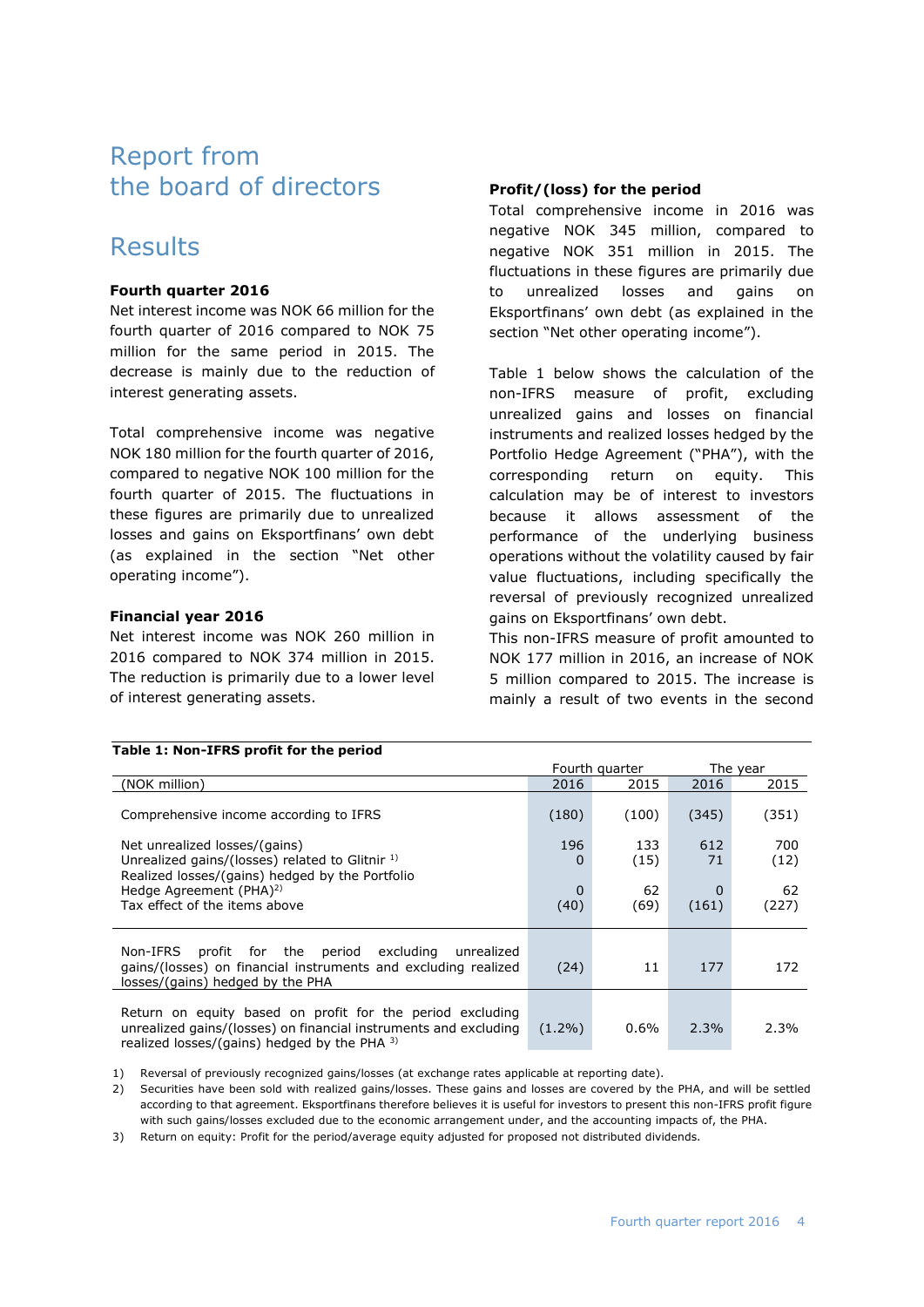# Report from the board of directors

## Results

### Fourth quarter 2016

Net interest income was NOK 66 million for the fourth quarter of 2016 compared to NOK 75 million for the same period in 2015. The decrease is mainly due to the reduction of interest generating assets.

Total comprehensive income was negative NOK 180 million for the fourth quarter of 2016, compared to negative NOK 100 million for the fourth quarter of 2015. The fluctuations in these figures are primarily due to unrealized losses and gains on Eksportfinans' own debt (as explained in the section "Net other operating income").

### Financial year 2016

Net interest income was NOK 260 million in 2016 compared to NOK 374 million in 2015. The reduction is primarily due to a lower level of interest generating assets.

### Profit/(loss) for the period

Total comprehensive income in 2016 was negative NOK 345 million, compared to negative NOK 351 million in 2015. The fluctuations in these figures are primarily due to unrealized losses and gains on Eksportfinans' own debt (as explained in the section "Net other operating income").

Table 1 below shows the calculation of the non-IFRS measure of profit, excluding unrealized gains and losses on financial instruments and realized losses hedged by the Portfolio Hedge Agreement ("PHA"), with the corresponding return on equity. This calculation may be of interest to investors because it allows assessment of the performance of the underlying business operations without the volatility caused by fair value fluctuations, including specifically the reversal of previously recognized unrealized gains on Eksportfinans' own debt.

This non-IFRS measure of profit amounted to NOK 177 million in 2016, an increase of NOK 5 million compared to 2015. The increase is mainly a result of two events in the second

**Table 1: Non-IFRS profit for the period**

| | Fourth quarter | | The year | |
|---|---|---|---|---|
| (NOK million) | 2016 | 2015 | 2016 | 2015 |
| Comprehensive income according to IFRS | (180) | (100) | (345) | (351) |
| Net unrealized losses/(gains) | 196 | 133 | 612 | 700 |
| Unrealized gains/(losses) related to Glitnir [1] | 0 | (15) | 71 | (12) |
| Realized losses/(gains) hedged by the Portfolio Hedge Agreement (PHA)[2] | 0 | 62 | 0 | 62 |
| Tax effect of the items above | (40) | (69) | (161) | (227) |
| Non-IFRS profit for the period excluding unrealized gains/(losses) on financial instruments and excluding realized losses/(gains) hedged by the PHA | (24) | 11 | 177 | 172 |
| Return on equity based on profit for the period excluding unrealized gains/(losses) on financial instruments and excluding realized losses/(gains) hedged by the PHA [3] | (1.2%) | 0.6% | 2.3% | 2.3% |

1) Reversal of previously recognized gains/losses (at exchange rates applicable at reporting date).

2) Securities have been sold with realized gains/losses. These gains and losses are covered by the PHA, and will be settled according to that agreement. Eksportfinans therefore believes it is useful for investors to present this non-IFRS profit figure with such gains/losses excluded due to the economic arrangement under, and the accounting impacts of, the PHA.

3) Return on equity: Profit for the period/average equity adjusted for proposed not distributed dividends.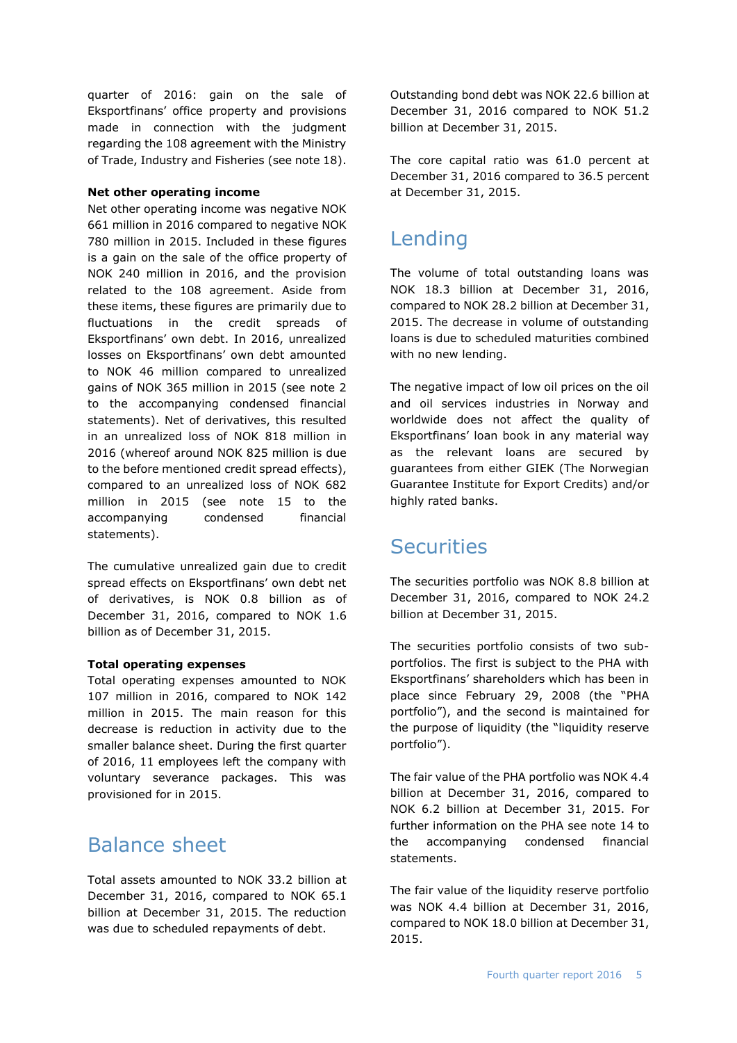quarter of 2016: gain on the sale of Eksportfinans' office property and provisions made in connection with the judgment regarding the 108 agreement with the Ministry of Trade, Industry and Fisheries (see note 18).

**Net other operating income**

Net other operating income was negative NOK 661 million in 2016 compared to negative NOK 780 million in 2015. Included in these figures is a gain on the sale of the office property of NOK 240 million in 2016, and the provision related to the 108 agreement. Aside from these items, these figures are primarily due to fluctuations in the credit spreads of Eksportfinans' own debt. In 2016, unrealized losses on Eksportfinans' own debt amounted to NOK 46 million compared to unrealized gains of NOK 365 million in 2015 (see note 2 to the accompanying condensed financial statements). Net of derivatives, this resulted in an unrealized loss of NOK 818 million in 2016 (whereof around NOK 825 million is due to the before mentioned credit spread effects), compared to an unrealized loss of NOK 682 million in 2015 (see note 15 to the accompanying condensed financial statements).

The cumulative unrealized gain due to credit spread effects on Eksportfinans' own debt net of derivatives, is NOK 0.8 billion as of December 31, 2016, compared to NOK 1.6 billion as of December 31, 2015.

**Total operating expenses**

Total operating expenses amounted to NOK 107 million in 2016, compared to NOK 142 million in 2015. The main reason for this decrease is reduction in activity due to the smaller balance sheet. During the first quarter of 2016, 11 employees left the company with voluntary severance packages. This was provisioned for in 2015.

## Balance sheet

Total assets amounted to NOK 33.2 billion at December 31, 2016, compared to NOK 65.1 billion at December 31, 2015. The reduction was due to scheduled repayments of debt.

Outstanding bond debt was NOK 22.6 billion at December 31, 2016 compared to NOK 51.2 billion at December 31, 2015.

The core capital ratio was 61.0 percent at December 31, 2016 compared to 36.5 percent at December 31, 2015.

## Lending

The volume of total outstanding loans was NOK 18.3 billion at December 31, 2016, compared to NOK 28.2 billion at December 31, 2015. The decrease in volume of outstanding loans is due to scheduled maturities combined with no new lending.

The negative impact of low oil prices on the oil and oil services industries in Norway and worldwide does not affect the quality of Eksportfinans' loan book in any material way as the relevant loans are secured by guarantees from either GIEK (The Norwegian Guarantee Institute for Export Credits) and/or highly rated banks.

## Securities

The securities portfolio was NOK 8.8 billion at December 31, 2016, compared to NOK 24.2 billion at December 31, 2015.

The securities portfolio consists of two sub-portfolios. The first is subject to the PHA with Eksportfinans' shareholders which has been in place since February 29, 2008 (the "PHA portfolio"), and the second is maintained for the purpose of liquidity (the "liquidity reserve portfolio").

The fair value of the PHA portfolio was NOK 4.4 billion at December 31, 2016, compared to NOK 6.2 billion at December 31, 2015. For further information on the PHA see note 14 to the accompanying condensed financial statements.

The fair value of the liquidity reserve portfolio was NOK 4.4 billion at December 31, 2016, compared to NOK 18.0 billion at December 31, 2015.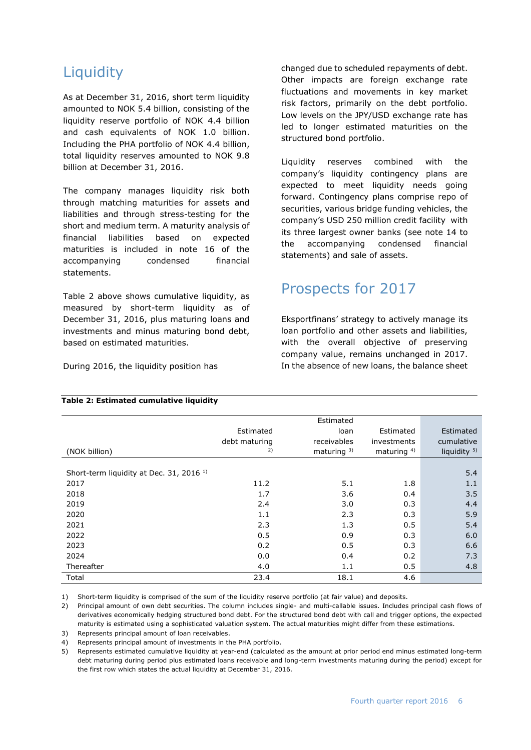# Liquidity

As at December 31, 2016, short term liquidity amounted to NOK 5.4 billion, consisting of the liquidity reserve portfolio of NOK 4.4 billion and cash equivalents of NOK 1.0 billion. Including the PHA portfolio of NOK 4.4 billion, total liquidity reserves amounted to NOK 9.8 billion at December 31, 2016.

The company manages liquidity risk both through matching maturities for assets and liabilities and through stress-testing for the short and medium term. A maturity analysis of financial liabilities based on expected maturities is included in note 16 of the accompanying condensed financial statements.

Table 2 above shows cumulative liquidity, as measured by short-term liquidity as of December 31, 2016, plus maturing loans and investments and minus maturing bond debt, based on estimated maturities.

During 2016, the liquidity position has changed due to scheduled repayments of debt. Other impacts are foreign exchange rate fluctuations and movements in key market risk factors, primarily on the debt portfolio. Low levels on the JPY/USD exchange rate has led to longer estimated maturities on the structured bond portfolio.

Liquidity reserves combined with the company's liquidity contingency plans are expected to meet liquidity needs going forward. Contingency plans comprise repo of securities, various bridge funding vehicles, the company's USD 250 million credit facility with its three largest owner banks (see note 14 to the accompanying condensed financial statements) and sale of assets.

# Prospects for 2017

Eksportfinans' strategy to actively manage its loan portfolio and other assets and liabilities, with the overall objective of preserving company value, remains unchanged in 2017. In the absence of new loans, the balance sheet

**Table 2: Estimated cumulative liquidity**

| (NOK billion) | Estimated debt maturing [2] | Estimated loan receivables maturing [3] | Estimated investments maturing [4] | Estimated cumulative liquidity [5] |
|---|---|---|---|---|
| Short-term liquidity at Dec. 31, 2016 [1] | | | | 5.4 |
| 2017 | 11.2 | 5.1 | 1.8 | 1.1 |
| 2018 | 1.7 | 3.6 | 0.4 | 3.5 |
| 2019 | 2.4 | 3.0 | 0.3 | 4.4 |
| 2020 | 1.1 | 2.3 | 0.3 | 5.9 |
| 2021 | 2.3 | 1.3 | 0.5 | 5.4 |
| 2022 | 0.5 | 0.9 | 0.3 | 6.0 |
| 2023 | 0.2 | 0.5 | 0.3 | 6.6 |
| 2024 | 0.0 | 0.4 | 0.2 | 7.3 |
| Thereafter | 4.0 | 1.1 | 0.5 | 4.8 |
| Total | 23.4 | 18.1 | 4.6 | |

1) Short-term liquidity is comprised of the sum of the liquidity reserve portfolio (at fair value) and deposits.

2) Principal amount of own debt securities. The column includes single- and multi-callable issues. Includes principal cash flows of derivatives economically hedging structured bond debt. For the structured bond debt with call and trigger options, the expected maturity is estimated using a sophisticated valuation system. The actual maturities might differ from these estimations.

3) Represents principal amount of loan receivables.

4) Represents principal amount of investments in the PHA portfolio.

5) Represents estimated cumulative liquidity at year-end (calculated as the amount at prior period end minus estimated long-term debt maturing during period plus estimated loans receivable and long-term investments maturing during the period) except for the first row which states the actual liquidity at December 31, 2016.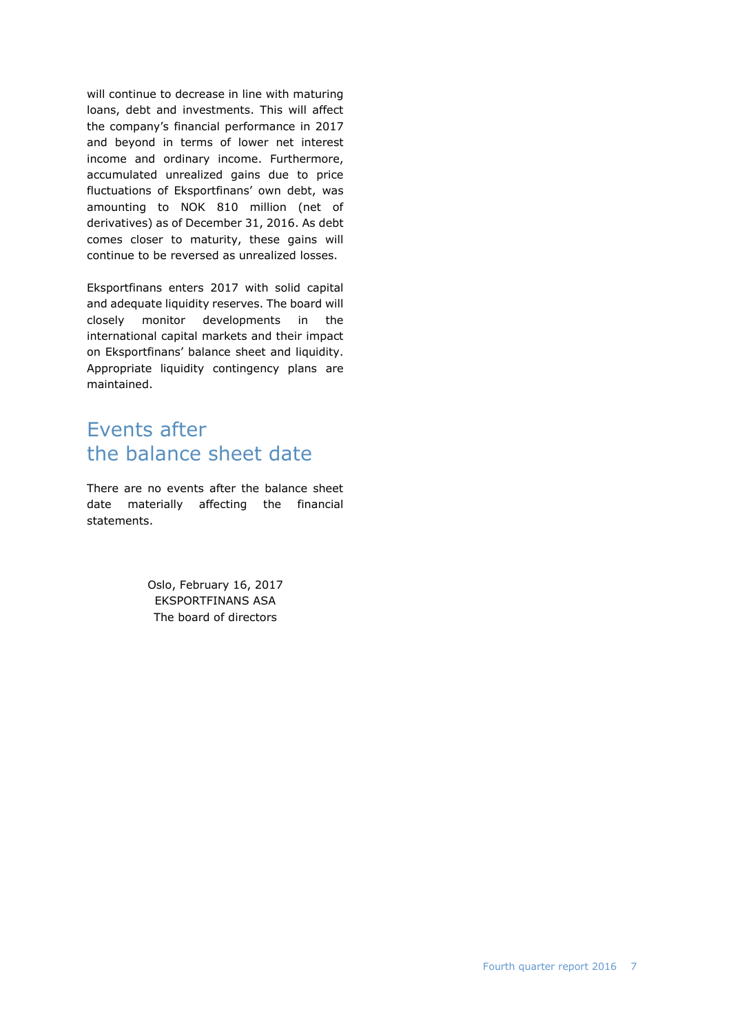will continue to decrease in line with maturing loans, debt and investments. This will affect the company's financial performance in 2017 and beyond in terms of lower net interest income and ordinary income. Furthermore, accumulated unrealized gains due to price fluctuations of Eksportfinans' own debt, was amounting to NOK 810 million (net of derivatives) as of December 31, 2016. As debt comes closer to maturity, these gains will continue to be reversed as unrealized losses.

Eksportfinans enters 2017 with solid capital and adequate liquidity reserves. The board will closely monitor developments in the international capital markets and their impact on Eksportfinans' balance sheet and liquidity. Appropriate liquidity contingency plans are maintained.

## Events after the balance sheet date

There are no events after the balance sheet date materially affecting the financial statements.

Oslo, February 16, 2017
EKSPORTFINANS ASA
The board of directors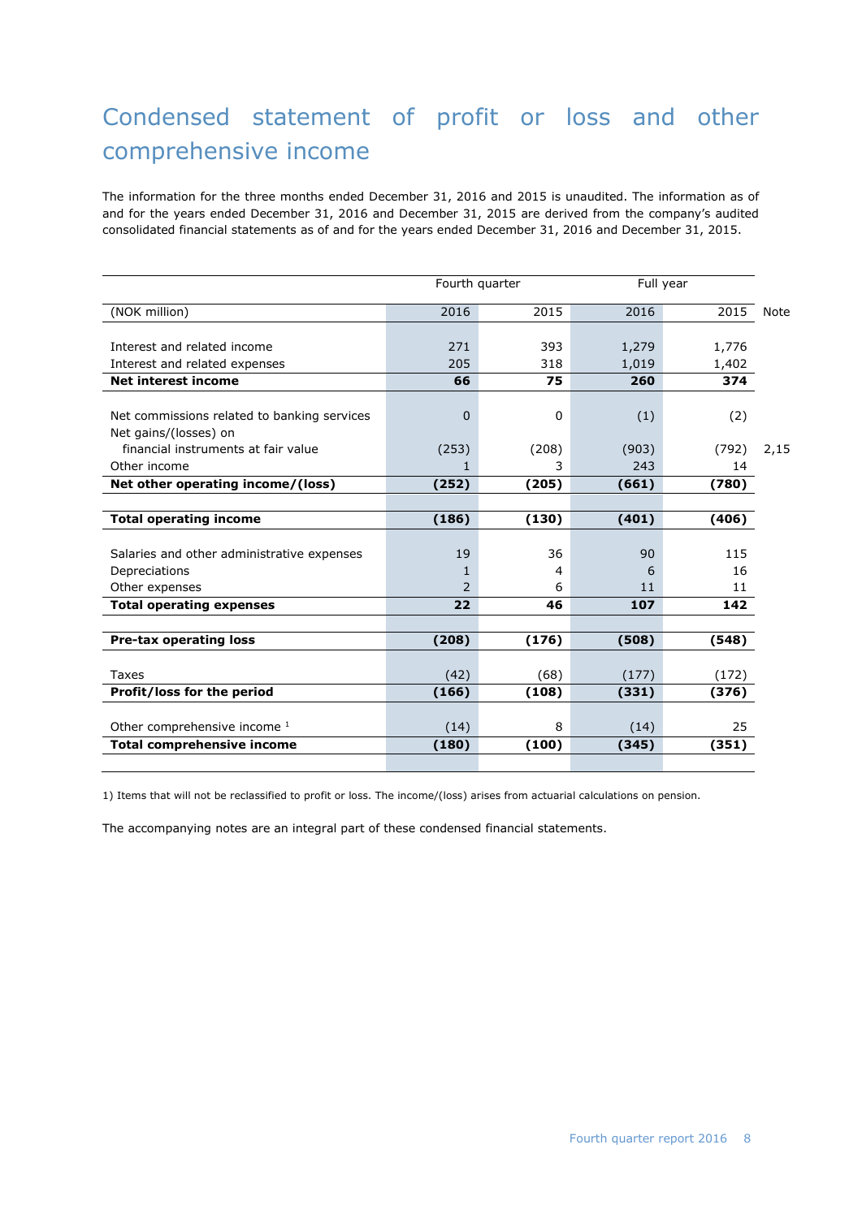# Condensed statement of profit or loss and other comprehensive income

The information for the three months ended December 31, 2016 and 2015 is unaudited. The information as of and for the years ended December 31, 2016 and December 31, 2015 are derived from the company's audited consolidated financial statements as of and for the years ended December 31, 2016 and December 31, 2015.

| | Fourth quarter | | Full year | | |
|---|---|---|---|---|---|
| (NOK million) | 2016 | 2015 | 2016 | 2015 | Note |
| Interest and related income | 271 | 393 | 1,279 | 1,776 | |
| Interest and related expenses | 205 | 318 | 1,019 | 1,402 | |
| **Net interest income** | **66** | **75** | **260** | **374** | |
| Net commissions related to banking services | 0 | 0 | (1) | (2) | |
| Net gains/(losses) on financial instruments at fair value | (253) | (208) | (903) | (792) | 2,15 |
| Other income | 1 | 3 | 243 | 14 | |
| **Net other operating income/(loss)** | **(252)** | **(205)** | **(661)** | **(780)** | |
| **Total operating income** | **(186)** | **(130)** | **(401)** | **(406)** | |
| Salaries and other administrative expenses | 19 | 36 | 90 | 115 | |
| Depreciations | 1 | 4 | 6 | 16 | |
| Other expenses | 2 | 6 | 11 | 11 | |
| **Total operating expenses** | **22** | **46** | **107** | **142** | |
| **Pre-tax operating loss** | **(208)** | **(176)** | **(508)** | **(548)** | |
| Taxes | (42) | (68) | (177) | (172) | |
| **Profit/loss for the period** | **(166)** | **(108)** | **(331)** | **(376)** | |
| Other comprehensive income [1] | (14) | 8 | (14) | 25 | |
| **Total comprehensive income** | **(180)** | **(100)** | **(345)** | **(351)** | |

1) Items that will not be reclassified to profit or loss. The income/(loss) arises from actuarial calculations on pension.

The accompanying notes are an integral part of these condensed financial statements.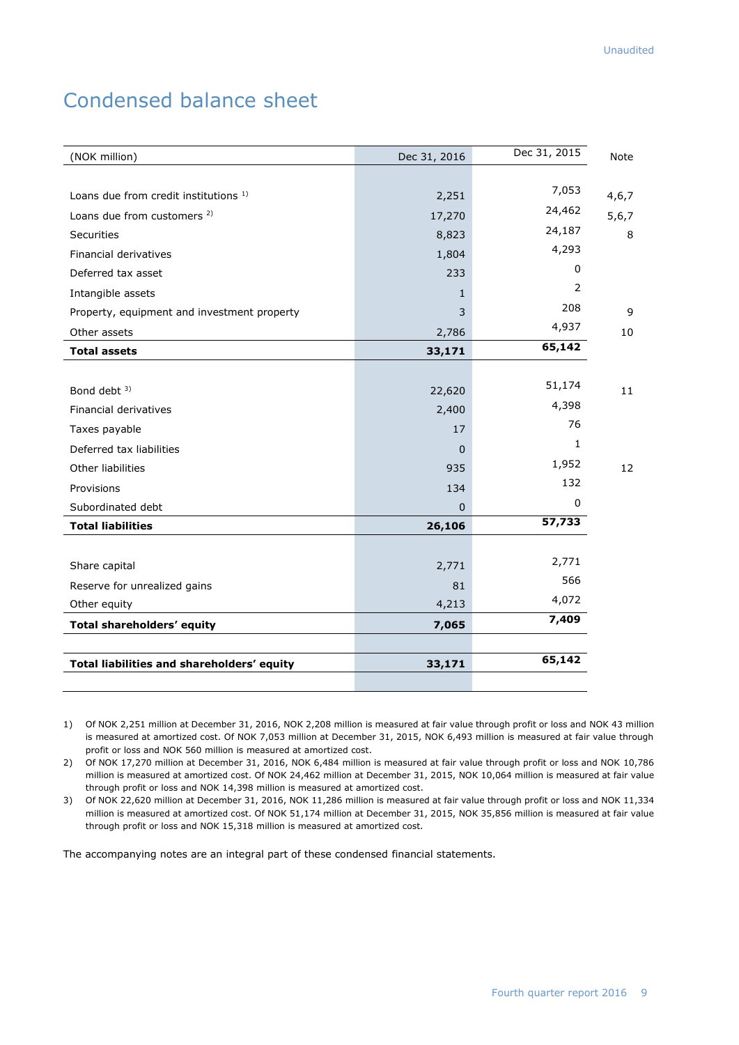Unaudited

# Condensed balance sheet

| (NOK million) | Dec 31, 2016 | Dec 31, 2015 | Note |
|---|---|---|---|
| Loans due from credit institutions [1] | 2,251 | 7,053 | 4,6,7 |
| Loans due from customers [2] | 17,270 | 24,462 | 5,6,7 |
| Securities | 8,823 | 24,187 | 8 |
| Financial derivatives | 1,804 | 4,293 | |
| Deferred tax asset | 233 | 0 | |
| Intangible assets | 1 | 2 | |
| Property, equipment and investment property | 3 | 208 | 9 |
| Other assets | 2,786 | 4,937 | 10 |
| **Total assets** | **33,171** | **65,142** | |
| | | | |
| Bond debt [3] | 22,620 | 51,174 | 11 |
| Financial derivatives | 2,400 | 4,398 | |
| Taxes payable | 17 | 76 | |
| Deferred tax liabilities | 0 | 1 | |
| Other liabilities | 935 | 1,952 | 12 |
| Provisions | 134 | 132 | |
| Subordinated debt | 0 | 0 | |
| **Total liabilities** | **26,106** | **57,733** | |
| | | | |
| Share capital | 2,771 | 2,771 | |
| Reserve for unrealized gains | 81 | 566 | |
| Other equity | 4,213 | 4,072 | |
| **Total shareholders' equity** | **7,065** | **7,409** | |
| | | | |
| **Total liabilities and shareholders' equity** | **33,171** | **65,142** | |

1) Of NOK 2,251 million at December 31, 2016, NOK 2,208 million is measured at fair value through profit or loss and NOK 43 million is measured at amortized cost. Of NOK 7,053 million at December 31, 2015, NOK 6,493 million is measured at fair value through profit or loss and NOK 560 million is measured at amortized cost.

2) Of NOK 17,270 million at December 31, 2016, NOK 6,484 million is measured at fair value through profit or loss and NOK 10,786 million is measured at amortized cost. Of NOK 24,462 million at December 31, 2015, NOK 10,064 million is measured at fair value through profit or loss and NOK 14,398 million is measured at amortized cost.

3) Of NOK 22,620 million at December 31, 2016, NOK 11,286 million is measured at fair value through profit or loss and NOK 11,334 million is measured at amortized cost. Of NOK 51,174 million at December 31, 2015, NOK 35,856 million is measured at fair value through profit or loss and NOK 15,318 million is measured at amortized cost.

The accompanying notes are an integral part of these condensed financial statements.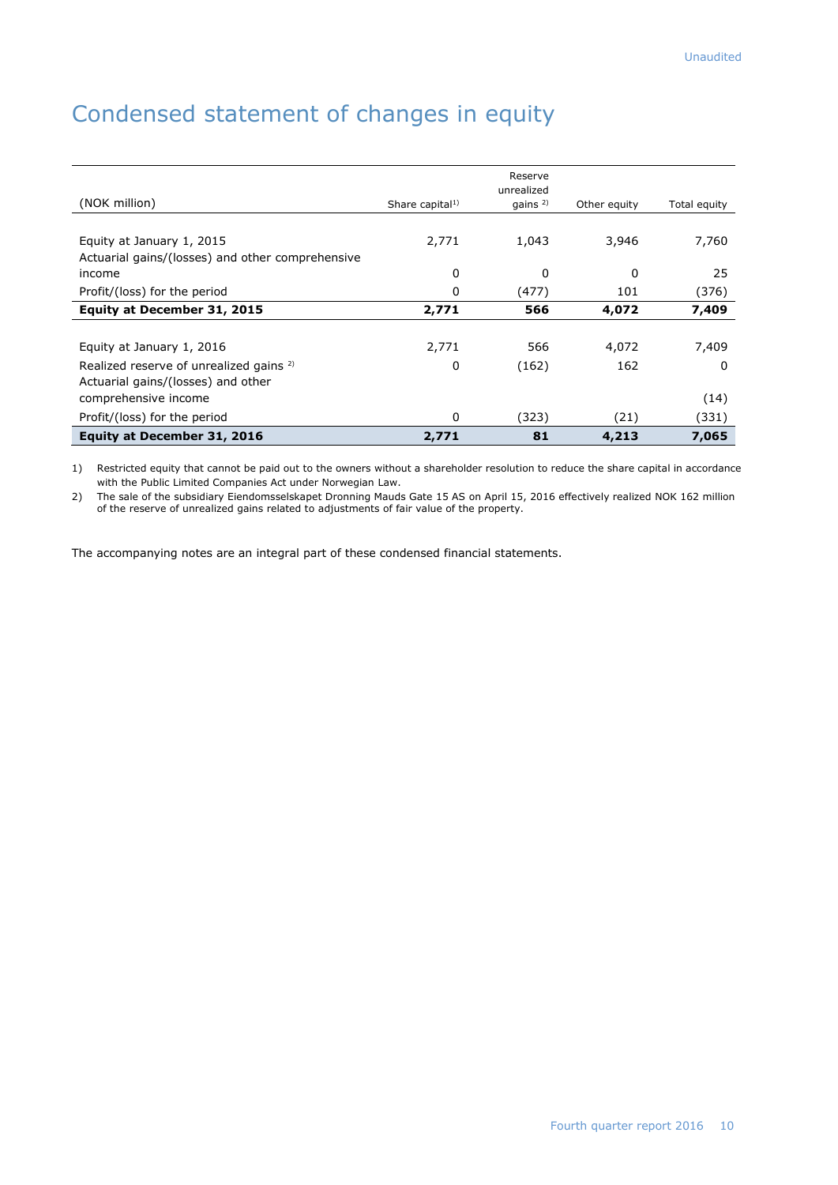# Condensed statement of changes in equity

| (NOK million) | Share capital[1] | Reserve unrealized gains [2] | Other equity | Total equity |
|---|---|---|---|---|
| Equity at January 1, 2015 | 2,771 | 1,043 | 3,946 | 7,760 |
| Actuarial gains/(losses) and other comprehensive income | 0 | 0 | 0 | 25 |
| Profit/(loss) for the period | 0 | (477) | 101 | (376) |
| **Equity at December 31, 2015** | **2,771** | **566** | **4,072** | **7,409** |
| | | | | |
| Equity at January 1, 2016 | 2,771 | 566 | 4,072 | 7,409 |
| Realized reserve of unrealized gains [2] | 0 | (162) | 162 | 0 |
| Actuarial gains/(losses) and other comprehensive income | | | | (14) |
| Profit/(loss) for the period | 0 | (323) | (21) | (331) |
| **Equity at December 31, 2016** | **2,771** | **81** | **4,213** | **7,065** |

1) Restricted equity that cannot be paid out to the owners without a shareholder resolution to reduce the share capital in accordance with the Public Limited Companies Act under Norwegian Law.

2) The sale of the subsidiary Eiendomsselskapet Dronning Mauds Gate 15 AS on April 15, 2016 effectively realized NOK 162 million of the reserve of unrealized gains related to adjustments of fair value of the property.

The accompanying notes are an integral part of these condensed financial statements.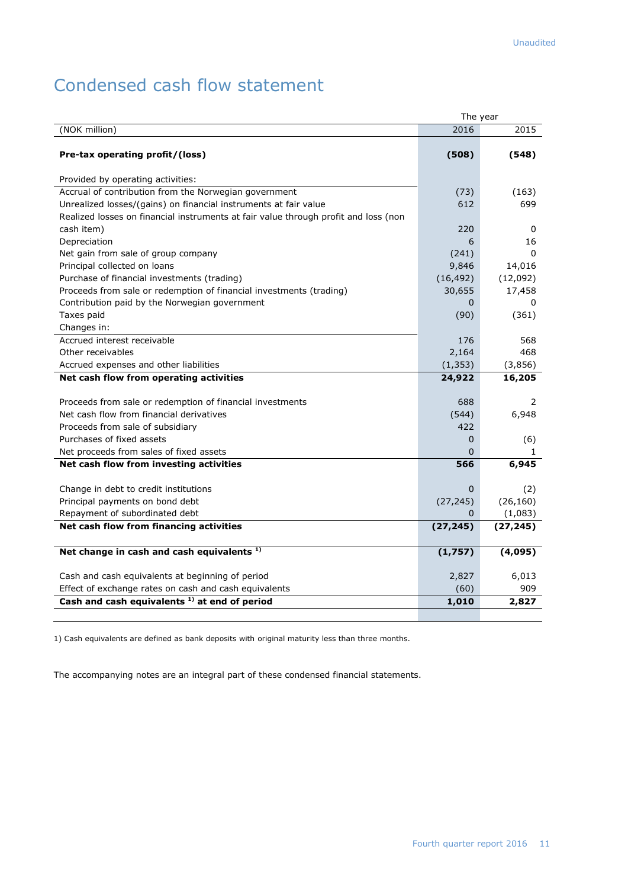Unaudited

# Condensed cash flow statement

| (NOK million) | The year 2016 | 2015 |
|---|---|---|
| **Pre-tax operating profit/(loss)** | **(508)** | **(548)** |
| Provided by operating activities: | | |
| Accrual of contribution from the Norwegian government | (73) | (163) |
| Unrealized losses/(gains) on financial instruments at fair value | 612 | 699 |
| Realized losses on financial instruments at fair value through profit and loss (non cash item) | 220 | 0 |
| Depreciation | 6 | 16 |
| Net gain from sale of group company | (241) | 0 |
| Principal collected on loans | 9,846 | 14,016 |
| Purchase of financial investments (trading) | (16,492) | (12,092) |
| Proceeds from sale or redemption of financial investments (trading) | 30,655 | 17,458 |
| Contribution paid by the Norwegian government | 0 | 0 |
| Taxes paid | (90) | (361) |
| Changes in: | | |
| Accrued interest receivable | 176 | 568 |
| Other receivables | 2,164 | 468 |
| Accrued expenses and other liabilities | (1,353) | (3,856) |
| **Net cash flow from operating activities** | **24,922** | **16,205** |
| Proceeds from sale or redemption of financial investments | 688 | 2 |
| Net cash flow from financial derivatives | (544) | 6,948 |
| Proceeds from sale of subsidiary | 422 | |
| Purchases of fixed assets | 0 | (6) |
| Net proceeds from sales of fixed assets | 0 | 1 |
| **Net cash flow from investing activities** | **566** | **6,945** |
| Change in debt to credit institutions | 0 | (2) |
| Principal payments on bond debt | (27,245) | (26,160) |
| Repayment of subordinated debt | 0 | (1,083) |
| **Net cash flow from financing activities** | **(27,245)** | **(27,245)** |
| **Net change in cash and cash equivalents [1)]** | **(1,757)** | **(4,095)** |
| Cash and cash equivalents at beginning of period | 2,827 | 6,013 |
| Effect of exchange rates on cash and cash equivalents | (60) | 909 |
| **Cash and cash equivalents [1)] at end of period** | **1,010** | **2,827** |

1) Cash equivalents are defined as bank deposits with original maturity less than three months.

The accompanying notes are an integral part of these condensed financial statements.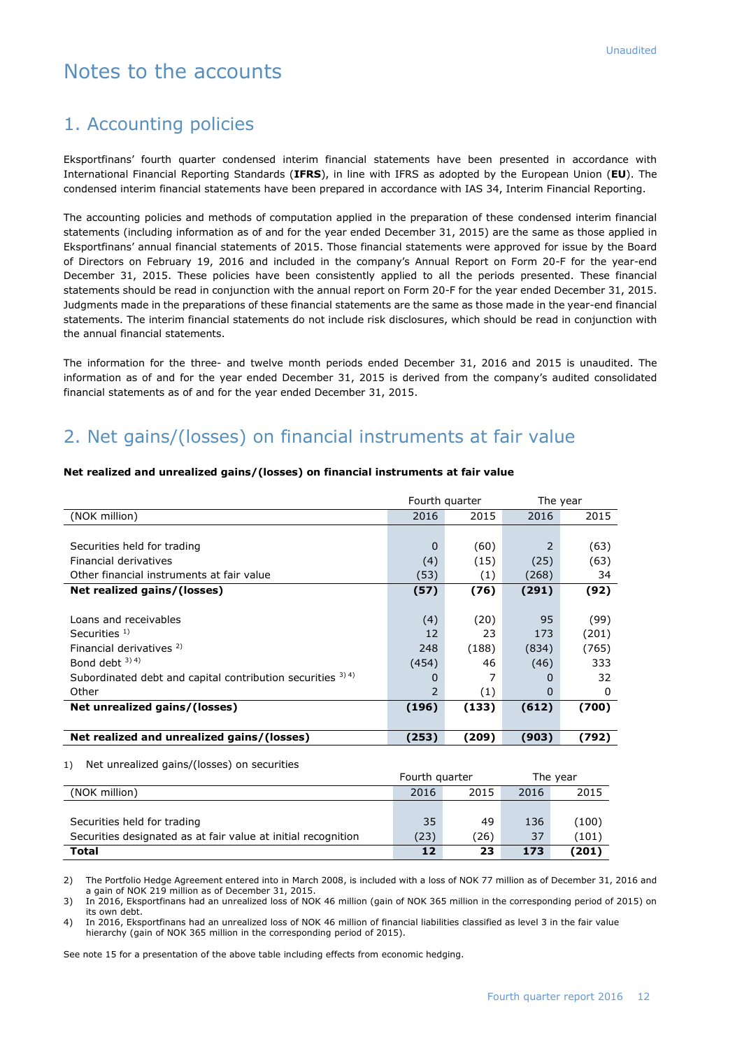# Notes to the accounts

## 1. Accounting policies

Eksportfinans' fourth quarter condensed interim financial statements have been presented in accordance with International Financial Reporting Standards (**IFRS**), in line with IFRS as adopted by the European Union (**EU**). The condensed interim financial statements have been prepared in accordance with IAS 34, Interim Financial Reporting.

The accounting policies and methods of computation applied in the preparation of these condensed interim financial statements (including information as of and for the year ended December 31, 2015) are the same as those applied in Eksportfinans' annual financial statements of 2015. Those financial statements were approved for issue by the Board of Directors on February 19, 2016 and included in the company's Annual Report on Form 20-F for the year-end December 31, 2015. These policies have been consistently applied to all the periods presented. These financial statements should be read in conjunction with the annual report on Form 20-F for the year ended December 31, 2015. Judgments made in the preparations of these financial statements are the same as those made in the year-end financial statements. The interim financial statements do not include risk disclosures, which should be read in conjunction with the annual financial statements.

The information for the three- and twelve month periods ended December 31, 2016 and 2015 is unaudited. The information as of and for the year ended December 31, 2015 is derived from the company's audited consolidated financial statements as of and for the year ended December 31, 2015.

## 2. Net gains/(losses) on financial instruments at fair value

**Net realized and unrealized gains/(losses) on financial instruments at fair value**

| | Fourth quarter | | The year | |
|---|---|---|---|---|
| (NOK million) | 2016 | 2015 | 2016 | 2015 |
| Securities held for trading | 0 | (60) | 2 | (63) |
| Financial derivatives | (4) | (15) | (25) | (63) |
| Other financial instruments at fair value | (53) | (1) | (268) | 34 |
| **Net realized gains/(losses)** | **(57)** | **(76)** | **(291)** | **(92)** |
| Loans and receivables | (4) | (20) | 95 | (99) |
| Securities [1] | 12 | 23 | 173 | (201) |
| Financial derivatives [2] | 248 | (188) | (834) | (765) |
| Bond debt [3] [4] | (454) | 46 | (46) | 333 |
| Subordinated debt and capital contribution securities [3] [4] | 0 | 7 | 0 | 32 |
| Other | 2 | (1) | 0 | 0 |
| **Net unrealized gains/(losses)** | **(196)** | **(133)** | **(612)** | **(700)** |
| **Net realized and unrealized gains/(losses)** | **(253)** | **(209)** | **(903)** | **(792)** |

1) Net unrealized gains/(losses) on securities

| | Fourth quarter | | The year | |
|---|---|---|---|---|
| (NOK million) | 2016 | 2015 | 2016 | 2015 |
| Securities held for trading | 35 | 49 | 136 | (100) |
| Securities designated as at fair value at initial recognition | (23) | (26) | 37 | (101) |
| **Total** | **12** | **23** | **173** | **(201)** |

2) The Portfolio Hedge Agreement entered into in March 2008, is included with a loss of NOK 77 million as of December 31, 2016 and a gain of NOK 219 million as of December 31, 2015.

3) In 2016, Eksportfinans had an unrealized loss of NOK 46 million (gain of NOK 365 million in the corresponding period of 2015) on its own debt.

4) In 2016, Eksportfinans had an unrealized loss of NOK 46 million of financial liabilities classified as level 3 in the fair value hierarchy (gain of NOK 365 million in the corresponding period of 2015).

See note 15 for a presentation of the above table including effects from economic hedging.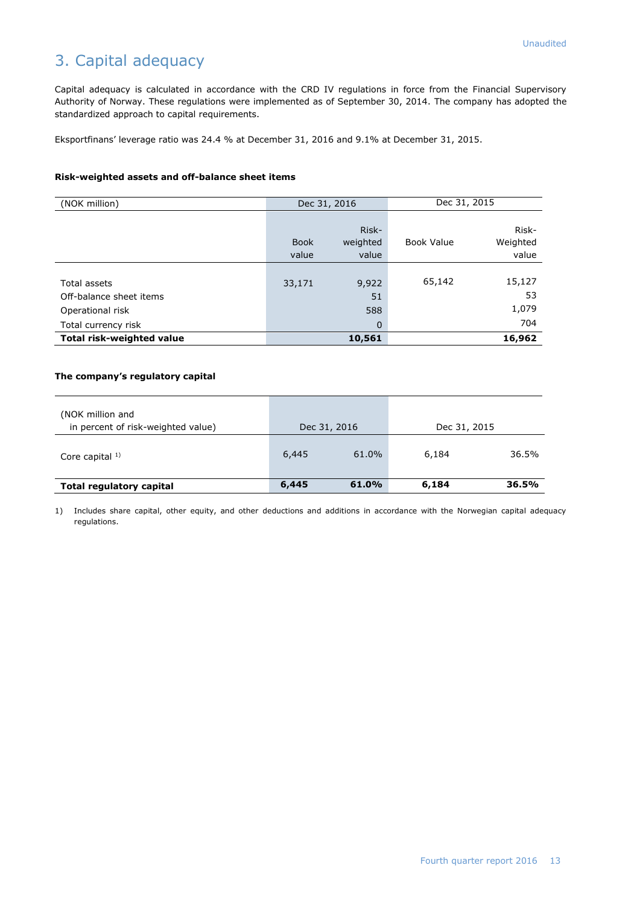# 3. Capital adequacy

Capital adequacy is calculated in accordance with the CRD IV regulations in force from the Financial Supervisory Authority of Norway. These regulations were implemented as of September 30, 2014. The company has adopted the standardized approach to capital requirements.

Eksportfinans' leverage ratio was 24.4 % at December 31, 2016 and 9.1% at December 31, 2015.

**Risk-weighted assets and off-balance sheet items**

| (NOK million) | Dec 31, 2016 | | Dec 31, 2015 | |
|---|---|---|---|---|
| | Book value | Risk-weighted value | Book Value | Risk-Weighted value |
| Total assets | 33,171 | 9,922 | 65,142 | 15,127 |
| Off-balance sheet items | | 51 | | 53 |
| Operational risk | | 588 | | 1,079 |
| Total currency risk | | 0 | | 704 |
| **Total risk-weighted value** | | **10,561** | | **16,962** |

**The company's regulatory capital**

| (NOK million and in percent of risk-weighted value) | Dec 31, 2016 | | Dec 31, 2015 | |
|---|---|---|---|---|
| Core capital [1] | 6,445 | 61.0% | 6,184 | 36.5% |
| **Total regulatory capital** | **6,445** | **61.0%** | **6,184** | **36.5%** |

1) Includes share capital, other equity, and other deductions and additions in accordance with the Norwegian capital adequacy regulations.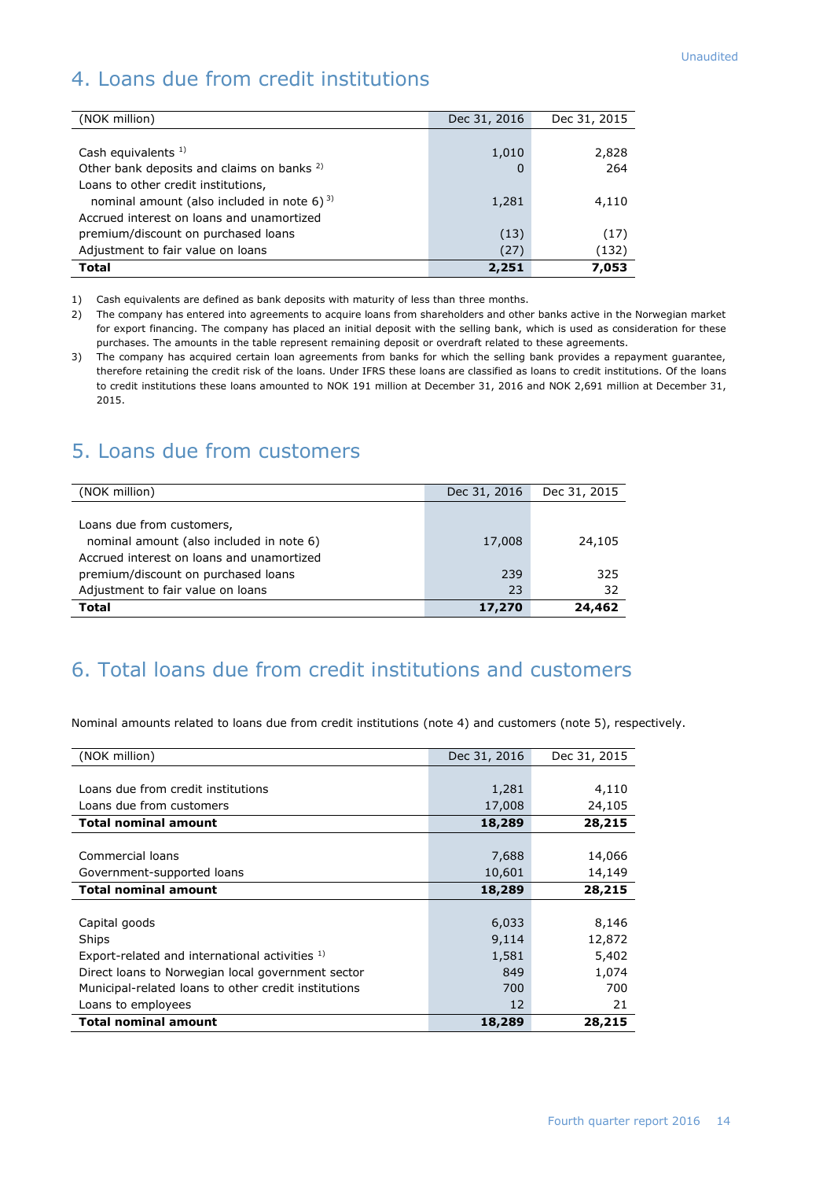Unaudited

## 4. Loans due from credit institutions

| (NOK million) | Dec 31, 2016 | Dec 31, 2015 |
|---|---|---|
| Cash equivalents [1] | 1,010 | 2,828 |
| Other bank deposits and claims on banks [2] | 0 | 264 |
| Loans to other credit institutions, nominal amount (also included in note 6) [3] | 1,281 | 4,110 |
| Accrued interest on loans and unamortized premium/discount on purchased loans | (13) | (17) |
| Adjustment to fair value on loans | (27) | (132) |
| **Total** | **2,251** | **7,053** |

1) Cash equivalents are defined as bank deposits with maturity of less than three months.

2) The company has entered into agreements to acquire loans from shareholders and other banks active in the Norwegian market for export financing. The company has placed an initial deposit with the selling bank, which is used as consideration for these purchases. The amounts in the table represent remaining deposit or overdraft related to these agreements.

3) The company has acquired certain loan agreements from banks for which the selling bank provides a repayment guarantee, therefore retaining the credit risk of the loans. Under IFRS these loans are classified as loans to credit institutions. Of the loans to credit institutions these loans amounted to NOK 191 million at December 31, 2016 and NOK 2,691 million at December 31, 2015.

## 5. Loans due from customers

| (NOK million) | Dec 31, 2016 | Dec 31, 2015 |
|---|---|---|
| Loans due from customers, nominal amount (also included in note 6) | 17,008 | 24,105 |
| Accrued interest on loans and unamortized premium/discount on purchased loans | 239 | 325 |
| Adjustment to fair value on loans | 23 | 32 |
| **Total** | **17,270** | **24,462** |

## 6. Total loans due from credit institutions and customers

Nominal amounts related to loans due from credit institutions (note 4) and customers (note 5), respectively.

| (NOK million) | Dec 31, 2016 | Dec 31, 2015 |
|---|---|---|
| Loans due from credit institutions | 1,281 | 4,110 |
| Loans due from customers | 17,008 | 24,105 |
| **Total nominal amount** | **18,289** | **28,215** |
| | | |
| Commercial loans | 7,688 | 14,066 |
| Government-supported loans | 10,601 | 14,149 |
| **Total nominal amount** | **18,289** | **28,215** |
| | | |
| Capital goods | 6,033 | 8,146 |
| Ships | 9,114 | 12,872 |
| Export-related and international activities [1] | 1,581 | 5,402 |
| Direct loans to Norwegian local government sector | 849 | 1,074 |
| Municipal-related loans to other credit institutions | 700 | 700 |
| Loans to employees | 12 | 21 |
| **Total nominal amount** | **18,289** | **28,215** |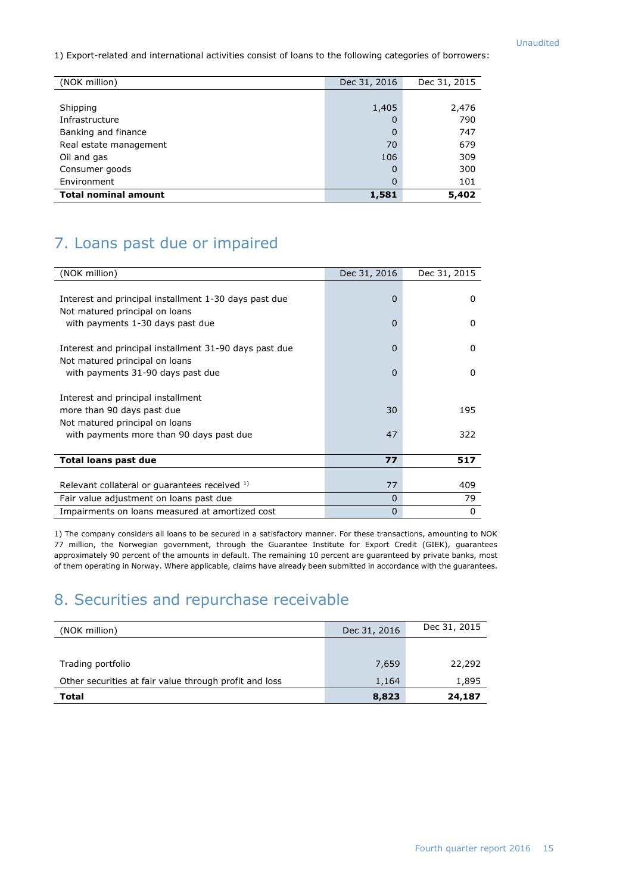1) Export-related and international activities consist of loans to the following categories of borrowers:

| (NOK million) | Dec 31, 2016 | Dec 31, 2015 |
|---|---|---|
| Shipping | 1,405 | 2,476 |
| Infrastructure | 0 | 790 |
| Banking and finance | 0 | 747 |
| Real estate management | 70 | 679 |
| Oil and gas | 106 | 309 |
| Consumer goods | 0 | 300 |
| Environment | 0 | 101 |
| **Total nominal amount** | **1,581** | **5,402** |

## 7. Loans past due or impaired

| (NOK million) | Dec 31, 2016 | Dec 31, 2015 |
|---|---|---|
| Interest and principal installment 1-30 days past due | 0 | 0 |
| Not matured principal on loans with payments 1-30 days past due | 0 | 0 |
| Interest and principal installment 31-90 days past due | 0 | 0 |
| Not matured principal on loans with payments 31-90 days past due | 0 | 0 |
| Interest and principal installment more than 90 days past due | 30 | 195 |
| Not matured principal on loans with payments more than 90 days past due | 47 | 322 |
| **Total loans past due** | **77** | **517** |
| Relevant collateral or guarantees received [1] | 77 | 409 |
| Fair value adjustment on loans past due | 0 | 79 |
| Impairments on loans measured at amortized cost | 0 | 0 |

1) The company considers all loans to be secured in a satisfactory manner. For these transactions, amounting to NOK 77 million, the Norwegian government, through the Guarantee Institute for Export Credit (GIEK), guarantees approximately 90 percent of the amounts in default. The remaining 10 percent are guaranteed by private banks, most of them operating in Norway. Where applicable, claims have already been submitted in accordance with the guarantees.

## 8. Securities and repurchase receivable

| (NOK million) | Dec 31, 2016 | Dec 31, 2015 |
|---|---|---|
| Trading portfolio | 7,659 | 22,292 |
| Other securities at fair value through profit and loss | 1,164 | 1,895 |
| **Total** | **8,823** | **24,187** |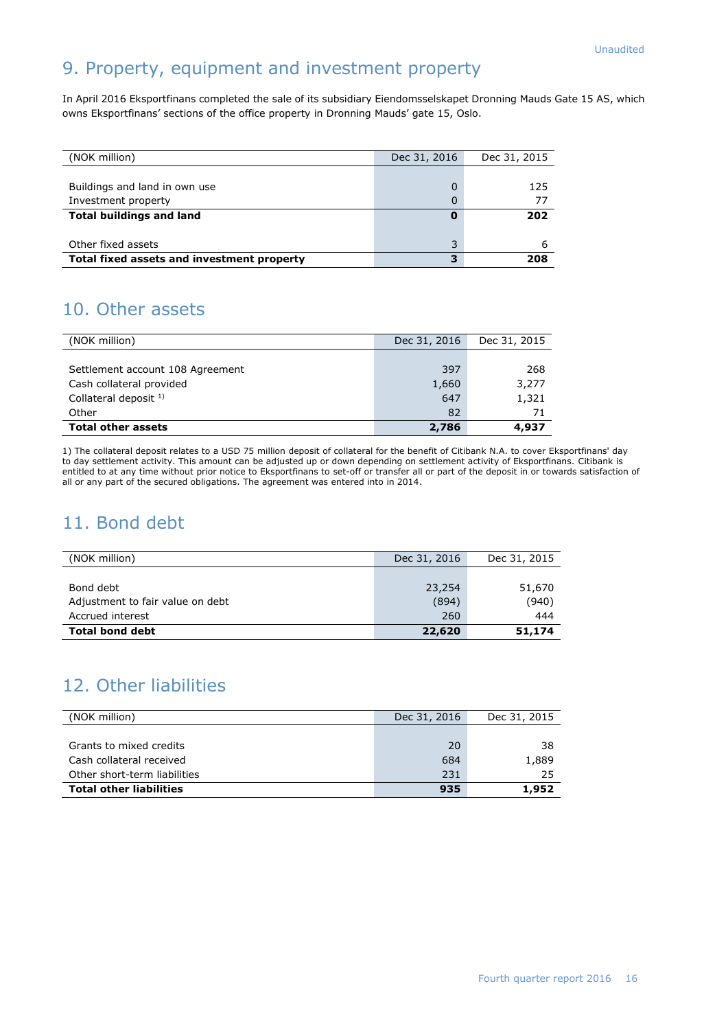## 9. Property, equipment and investment property

In April 2016 Eksportfinans completed the sale of its subsidiary Eiendomsselskapet Dronning Mauds Gate 15 AS, which owns Eksportfinans' sections of the office property in Dronning Mauds' gate 15, Oslo.

| (NOK million) | Dec 31, 2016 | Dec 31, 2015 |
|---|---|---|
| Buildings and land in own use | 0 | 125 |
| Investment property | 0 | 77 |
| **Total buildings and land** | **0** | **202** |
| Other fixed assets | 3 | 6 |
| **Total fixed assets and investment property** | **3** | **208** |

## 10. Other assets

| (NOK million) | Dec 31, 2016 | Dec 31, 2015 |
|---|---|---|
| Settlement account 108 Agreement | 397 | 268 |
| Cash collateral provided | 1,660 | 3,277 |
| Collateral deposit [1)] | 647 | 1,321 |
| Other | 82 | 71 |
| **Total other assets** | **2,786** | **4,937** |

1) The collateral deposit relates to a USD 75 million deposit of collateral for the benefit of Citibank N.A. to cover Eksportfinans' day to day settlement activity. This amount can be adjusted up or down depending on settlement activity of Eksportfinans. Citibank is entitled to at any time without prior notice to Eksportfinans to set-off or transfer all or part of the deposit in or towards satisfaction of all or any part of the secured obligations. The agreement was entered into in 2014.

## 11. Bond debt

| (NOK million) | Dec 31, 2016 | Dec 31, 2015 |
|---|---|---|
| Bond debt | 23,254 | 51,670 |
| Adjustment to fair value on debt | (894) | (940) |
| Accrued interest | 260 | 444 |
| **Total bond debt** | **22,620** | **51,174** |

## 12. Other liabilities

| (NOK million) | Dec 31, 2016 | Dec 31, 2015 |
|---|---|---|
| Grants to mixed credits | 20 | 38 |
| Cash collateral received | 684 | 1,889 |
| Other short-term liabilities | 231 | 25 |
| **Total other liabilities** | **935** | **1,952** |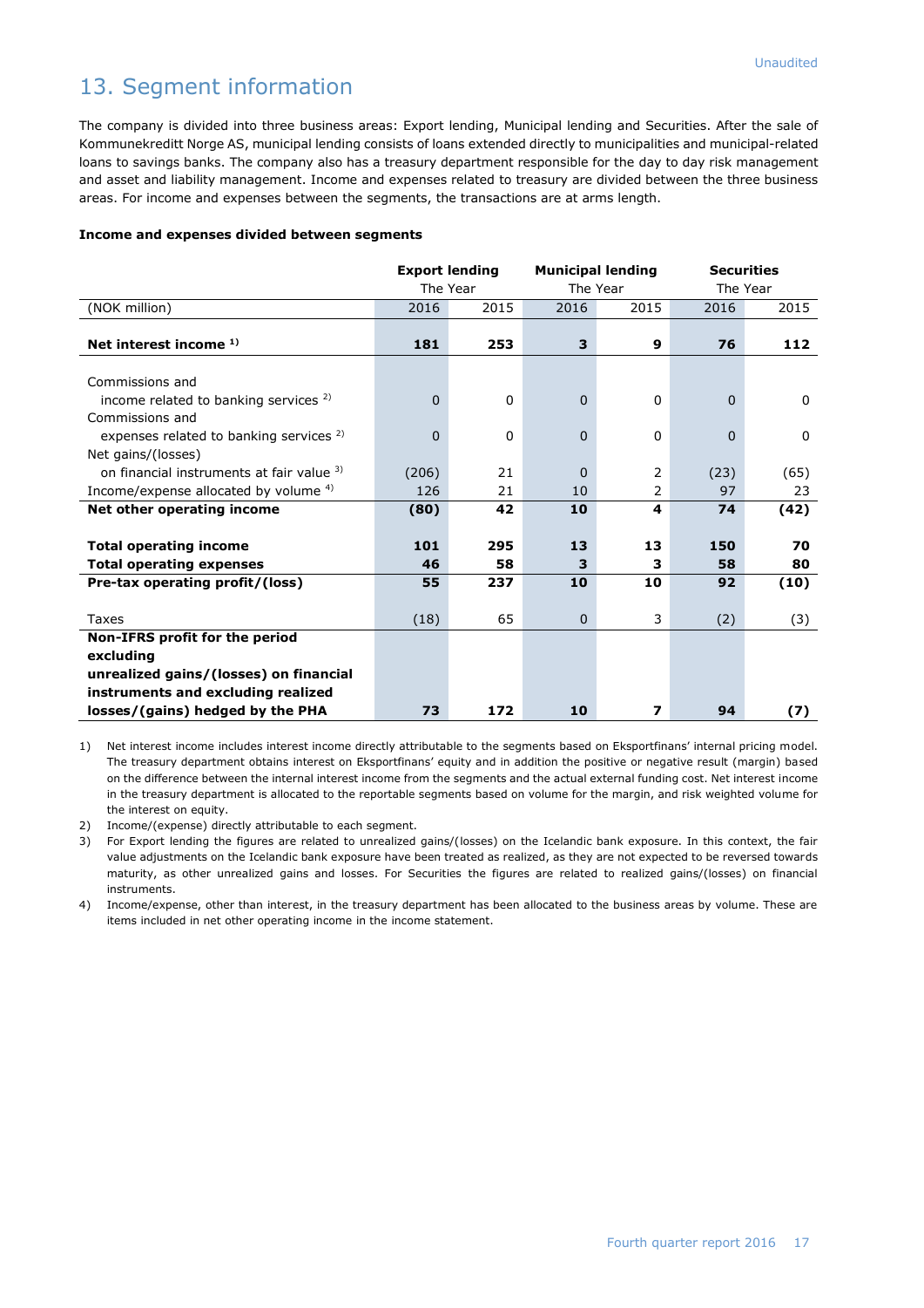Unaudited

# 13. Segment information

The company is divided into three business areas: Export lending, Municipal lending and Securities. After the sale of Kommunekreditt Norge AS, municipal lending consists of loans extended directly to municipalities and municipal-related loans to savings banks. The company also has a treasury department responsible for the day to day risk management and asset and liability management. Income and expenses related to treasury are divided between the three business areas. For income and expenses between the segments, the transactions are at arms length.

**Income and expenses divided between segments**

| | **Export lending** | | **Municipal lending** | | **Securities** | |
|---|---|---|---|---|---|---|
| | The Year | | The Year | | The Year | |
| (NOK million) | 2016 | 2015 | 2016 | 2015 | 2016 | 2015 |
| **Net interest income [1]** | **181** | **253** | **3** | **9** | **76** | **112** |
| Commissions and income related to banking services [2] | 0 | 0 | 0 | 0 | 0 | 0 |
| Commissions and expenses related to banking services [2] | 0 | 0 | 0 | 0 | 0 | 0 |
| Net gains/(losses) on financial instruments at fair value [3] | (206) | 21 | 0 | 2 | (23) | (65) |
| Income/expense allocated by volume [4] | 126 | 21 | 10 | 2 | 97 | 23 |
| **Net other operating income** | **(80)** | **42** | **10** | **4** | **74** | **(42)** |
| **Total operating income** | **101** | **295** | **13** | **13** | **150** | **70** |
| **Total operating expenses** | **46** | **58** | **3** | **3** | **58** | **80** |
| **Pre-tax operating profit/(loss)** | **55** | **237** | **10** | **10** | **92** | **(10)** |
| Taxes | (18) | 65 | 0 | 3 | (2) | (3) |
| **Non-IFRS profit for the period excluding unrealized gains/(losses) on financial instruments and excluding realized losses/(gains) hedged by the PHA** | **73** | **172** | **10** | **7** | **94** | **(7)** |

1) Net interest income includes interest income directly attributable to the segments based on Eksportfinans' internal pricing model. The treasury department obtains interest on Eksportfinans' equity and in addition the positive or negative result (margin) based on the difference between the internal interest income from the segments and the actual external funding cost. Net interest income in the treasury department is allocated to the reportable segments based on volume for the margin, and risk weighted volume for the interest on equity.

2) Income/(expense) directly attributable to each segment.

3) For Export lending the figures are related to unrealized gains/(losses) on the Icelandic bank exposure. In this context, the fair value adjustments on the Icelandic bank exposure have been treated as realized, as they are not expected to be reversed towards maturity, as other unrealized gains and losses. For Securities the figures are related to realized gains/(losses) on financial instruments.

4) Income/expense, other than interest, in the treasury department has been allocated to the business areas by volume. These are items included in net other operating income in the income statement.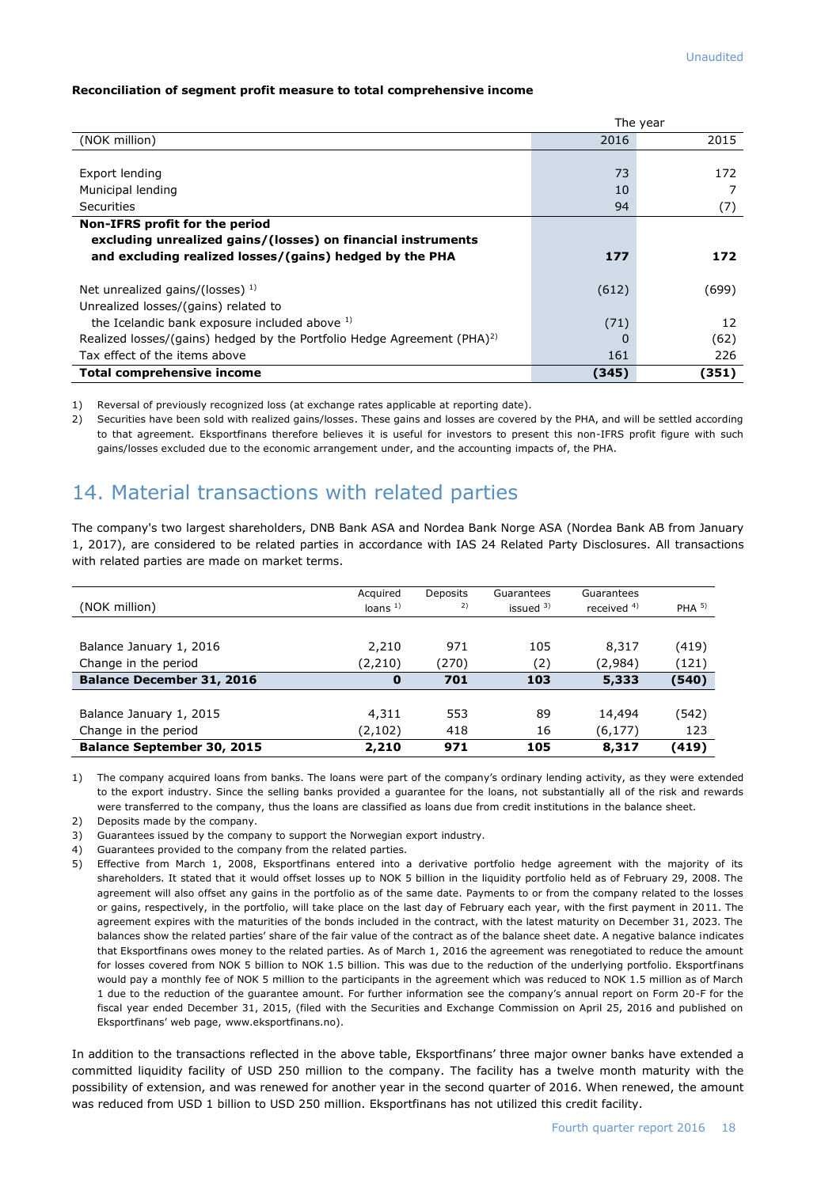**Reconciliation of segment profit measure to total comprehensive income**

| (NOK million) | The year 2016 | 2015 |
|---|---|---|
| Export lending | 73 | 172 |
| Municipal lending | 10 | 7 |
| Securities | 94 | (7) |
| **Non-IFRS profit for the period excluding unrealized gains/(losses) on financial instruments and excluding realized losses/(gains) hedged by the PHA** | **177** | **172** |
| Net unrealized gains/(losses) [1] | (612) | (699) |
| Unrealized losses/(gains) related to the Icelandic bank exposure included above [1] | (71) | 12 |
| Realized losses/(gains) hedged by the Portfolio Hedge Agreement (PHA)[2] | 0 | (62) |
| Tax effect of the items above | 161 | 226 |
| **Total comprehensive income** | **(345)** | **(351)** |

1) Reversal of previously recognized loss (at exchange rates applicable at reporting date).
2) Securities have been sold with realized gains/losses. These gains and losses are covered by the PHA, and will be settled according to that agreement. Eksportfinans therefore believes it is useful for investors to present this non-IFRS profit figure with such gains/losses excluded due to the economic arrangement under, and the accounting impacts of, the PHA.

## 14. Material transactions with related parties

The company's two largest shareholders, DNB Bank ASA and Nordea Bank Norge ASA (Nordea Bank AB from January 1, 2017), are considered to be related parties in accordance with IAS 24 Related Party Disclosures. All transactions with related parties are made on market terms.

| (NOK million) | Acquired loans [1] | Deposits [2] | Guarantees issued [3] | Guarantees received [4] | PHA [5] |
|---|---|---|---|---|---|
| Balance January 1, 2016 | 2,210 | 971 | 105 | 8,317 | (419) |
| Change in the period | (2,210) | (270) | (2) | (2,984) | (121) |
| **Balance December 31, 2016** | **0** | **701** | **103** | **5,333** | **(540)** |
| Balance January 1, 2015 | 4,311 | 553 | 89 | 14,494 | (542) |
| Change in the period | (2,102) | 418 | 16 | (6,177) | 123 |
| **Balance September 30, 2015** | **2,210** | **971** | **105** | **8,317** | **(419)** |

1) The company acquired loans from banks. The loans were part of the company's ordinary lending activity, as they were extended to the export industry. Since the selling banks provided a guarantee for the loans, not substantially all of the risk and rewards were transferred to the company, thus the loans are classified as loans due from credit institutions in the balance sheet.
2) Deposits made by the company.
3) Guarantees issued by the company to support the Norwegian export industry.
4) Guarantees provided to the company from the related parties.
5) Effective from March 1, 2008, Eksportfinans entered into a derivative portfolio hedge agreement with the majority of its shareholders. It stated that it would offset losses up to NOK 5 billion in the liquidity portfolio held as of February 29, 2008. The agreement will also offset any gains in the portfolio as of the same date. Payments to or from the company related to the losses or gains, respectively, in the portfolio, will take place on the last day of February each year, with the first payment in 2011. The agreement expires with the maturities of the bonds included in the contract, with the latest maturity on December 31, 2023. The balances show the related parties' share of the fair value of the contract as of the balance sheet date. A negative balance indicates that Eksportfinans owes money to the related parties. As of March 1, 2016 the agreement was renegotiated to reduce the amount for losses covered from NOK 5 billion to NOK 1.5 billion. This was due to the reduction of the underlying portfolio. Eksportfinans would pay a monthly fee of NOK 5 million to the participants in the agreement which was reduced to NOK 1.5 million as of March 1 due to the reduction of the guarantee amount. For further information see the company's annual report on Form 20-F for the fiscal year ended December 31, 2015, (filed with the Securities and Exchange Commission on April 25, 2016 and published on Eksportfinans' web page, www.eksportfinans.no).

In addition to the transactions reflected in the above table, Eksportfinans' three major owner banks have extended a committed liquidity facility of USD 250 million to the company. The facility has a twelve month maturity with the possibility of extension, and was renewed for another year in the second quarter of 2016. When renewed, the amount was reduced from USD 1 billion to USD 250 million. Eksportfinans has not utilized this credit facility.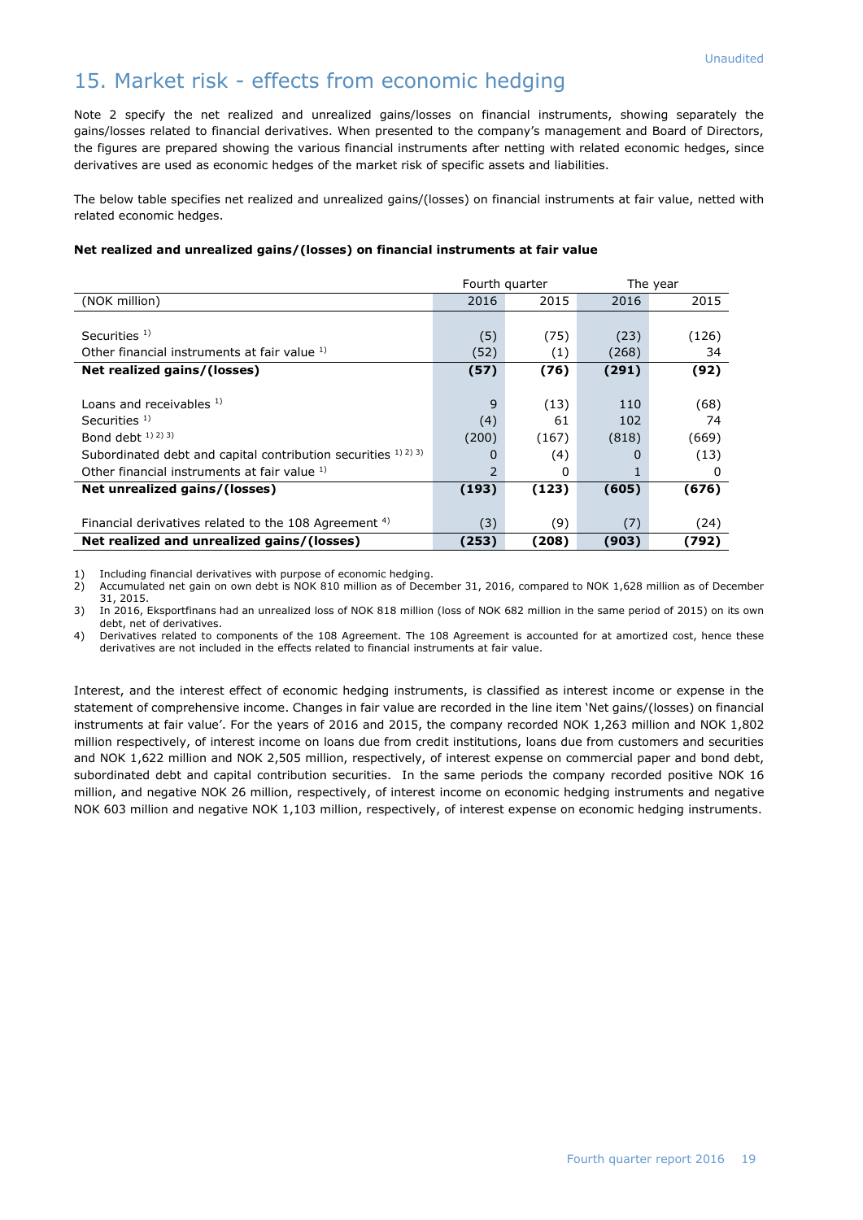# 15. Market risk - effects from economic hedging

Note 2 specify the net realized and unrealized gains/losses on financial instruments, showing separately the gains/losses related to financial derivatives. When presented to the company's management and Board of Directors, the figures are prepared showing the various financial instruments after netting with related economic hedges, since derivatives are used as economic hedges of the market risk of specific assets and liabilities.

The below table specifies net realized and unrealized gains/(losses) on financial instruments at fair value, netted with related economic hedges.

**Net realized and unrealized gains/(losses) on financial instruments at fair value**

| | Fourth quarter | | The year | |
|---|---|---|---|---|
| (NOK million) | 2016 | 2015 | 2016 | 2015 |
| Securities [1] | (5) | (75) | (23) | (126) |
| Other financial instruments at fair value [1] | (52) | (1) | (268) | 34 |
| **Net realized gains/(losses)** | **(57)** | **(76)** | **(291)** | **(92)** |
| Loans and receivables [1] | 9 | (13) | 110 | (68) |
| Securities [1] | (4) | 61 | 102 | 74 |
| Bond debt [1) 2) 3)] | (200) | (167) | (818) | (669) |
| Subordinated debt and capital contribution securities [1) 2) 3)] | 0 | (4) | 0 | (13) |
| Other financial instruments at fair value [1] | 2 | 0 | 1 | 0 |
| **Net unrealized gains/(losses)** | **(193)** | **(123)** | **(605)** | **(676)** |
| Financial derivatives related to the 108 Agreement [4] | (3) | (9) | (7) | (24) |
| **Net realized and unrealized gains/(losses)** | **(253)** | **(208)** | **(903)** | **(792)** |

1) Including financial derivatives with purpose of economic hedging.
2) Accumulated net gain on own debt is NOK 810 million as of December 31, 2016, compared to NOK 1,628 million as of December 31, 2015.
3) In 2016, Eksportfinans had an unrealized loss of NOK 818 million (loss of NOK 682 million in the same period of 2015) on its own debt, net of derivatives.
4) Derivatives related to components of the 108 Agreement. The 108 Agreement is accounted for at amortized cost, hence these derivatives are not included in the effects related to financial instruments at fair value.

Interest, and the interest effect of economic hedging instruments, is classified as interest income or expense in the statement of comprehensive income. Changes in fair value are recorded in the line item 'Net gains/(losses) on financial instruments at fair value'. For the years of 2016 and 2015, the company recorded NOK 1,263 million and NOK 1,802 million respectively, of interest income on loans due from credit institutions, loans due from customers and securities and NOK 1,622 million and NOK 2,505 million, respectively, of interest expense on commercial paper and bond debt, subordinated debt and capital contribution securities. In the same periods the company recorded positive NOK 16 million, and negative NOK 26 million, respectively, of interest income on economic hedging instruments and negative NOK 603 million and negative NOK 1,103 million, respectively, of interest expense on economic hedging instruments.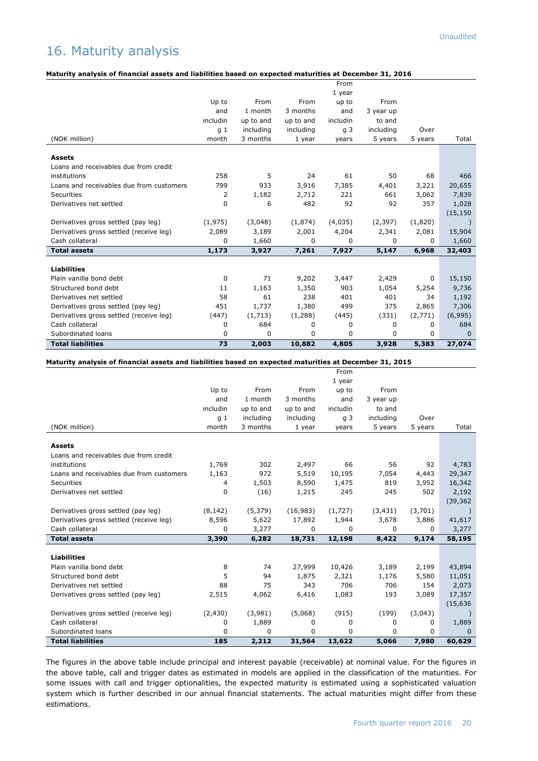# 16. Maturity analysis

**Maturity analysis of financial assets and liabilities based on expected maturities at December 31, 2016**

| (NOK million) | Up to and including 1 month | From 1 month up to and including 3 months | From 3 months up to and including 1 year | From 1 year up to and including 3 years | From 3 year up to and including 5 years | Over 5 years | Total |
|---|---|---|---|---|---|---|---|
| **Assets** | | | | | | | |
| Loans and receivables due from credit institutions | 258 | 5 | 24 | 61 | 50 | 68 | 466 |
| Loans and receivables due from customers | 799 | 933 | 3,916 | 7,385 | 4,401 | 3,221 | 20,655 |
| Securities | 2 | 1,182 | 2,712 | 221 | 661 | 3,062 | 7,839 |
| Derivatives net settled | 0 | 6 | 482 | 92 | 92 | 357 | 1,028 |
| Derivatives gross settled (pay leg) | (1,975) | (3,048) | (1,874) | (4,035) | (2,397) | (1,820) | (15,150) |
| Derivatives gross settled (receive leg) | 2,089 | 3,189 | 2,001 | 4,204 | 2,341 | 2,081 | 15,904 |
| Cash collateral | 0 | 1,660 | 0 | 0 | 0 | 0 | 1,660 |
| **Total assets** | **1,173** | **3,927** | **7,261** | **7,927** | **5,147** | **6,968** | **32,403** |
| **Liabilities** | | | | | | | |
| Plain vanilla bond debt | 0 | 71 | 9,202 | 3,447 | 2,429 | 0 | 15,150 |
| Structured bond debt | 11 | 1,163 | 1,350 | 903 | 1,054 | 5,254 | 9,736 |
| Derivatives net settled | 58 | 61 | 238 | 401 | 401 | 34 | 1,192 |
| Derivatives gross settled (pay leg) | 451 | 1,737 | 1,380 | 499 | 375 | 2,865 | 7,306 |
| Derivatives gross settled (receive leg) | (447) | (1,713) | (1,288) | (445) | (331) | (2,771) | (6,995) |
| Cash collateral | 0 | 684 | 0 | 0 | 0 | 0 | 684 |
| Subordinated loans | 0 | 0 | 0 | 0 | 0 | 0 | 0 |
| **Total liabilities** | **73** | **2,003** | **10,882** | **4,805** | **3,928** | **5,383** | **27,074** |

**Maturity analysis of financial assets and liabilities based on expected maturities at December 31, 2015**

| (NOK million) | Up to and including 1 month | From 1 month up to and including 3 months | From 3 months up to and including 1 year | From 1 year up to and including 3 years | From 3 year up to and including 5 years | Over 5 years | Total |
|---|---|---|---|---|---|---|---|
| **Assets** | | | | | | | |
| Loans and receivables due from credit institutions | 1,769 | 302 | 2,497 | 66 | 56 | 92 | 4,783 |
| Loans and receivables due from customers | 1,163 | 972 | 5,519 | 10,195 | 7,054 | 4,443 | 29,347 |
| Securities | 4 | 1,503 | 8,590 | 1,475 | 819 | 3,952 | 16,342 |
| Derivatives net settled | 0 | (16) | 1,215 | 245 | 245 | 502 | 2,192 |
| Derivatives gross settled (pay leg) | (8,142) | (5,379) | (16,983) | (1,727) | (3,431) | (3,701) | (39,362) |
| Derivatives gross settled (receive leg) | 8,596 | 5,622 | 17,892 | 1,944 | 3,678 | 3,886 | 41,617 |
| Cash collateral | 0 | 3,277 | 0 | 0 | 0 | 0 | 3,277 |
| **Total assets** | **3,390** | **6,282** | **18,731** | **12,198** | **8,422** | **9,174** | **58,195** |
| **Liabilities** | | | | | | | |
| Plain vanilla bond debt | 8 | 74 | 27,999 | 10,426 | 3,189 | 2,199 | 43,894 |
| Structured bond debt | 5 | 94 | 1,875 | 2,321 | 1,176 | 5,580 | 11,051 |
| Derivatives net settled | 88 | 75 | 343 | 706 | 706 | 154 | 2,073 |
| Derivatives gross settled (pay leg) | 2,515 | 4,062 | 6,416 | 1,083 | 193 | 3,089 | 17,357 |
| Derivatives gross settled (receive leg) | (2,430) | (3,981) | (5,068) | (915) | (199) | (3,043) | (15,636) |
| Cash collateral | 0 | 1,889 | 0 | 0 | 0 | 0 | 1,889 |
| Subordinated loans | 0 | 0 | 0 | 0 | 0 | 0 | 0 |
| **Total liabilities** | **185** | **2,212** | **31,564** | **13,622** | **5,066** | **7,980** | **60,629** |

The figures in the above table include principal and interest payable (receivable) at nominal value. For the figures in the above table, call and trigger dates as estimated in models are applied in the classification of the maturities. For some issues with call and trigger optionalities, the expected maturity is estimated using a sophisticated valuation system which is further described in our annual financial statements. The actual maturities might differ from these estimations.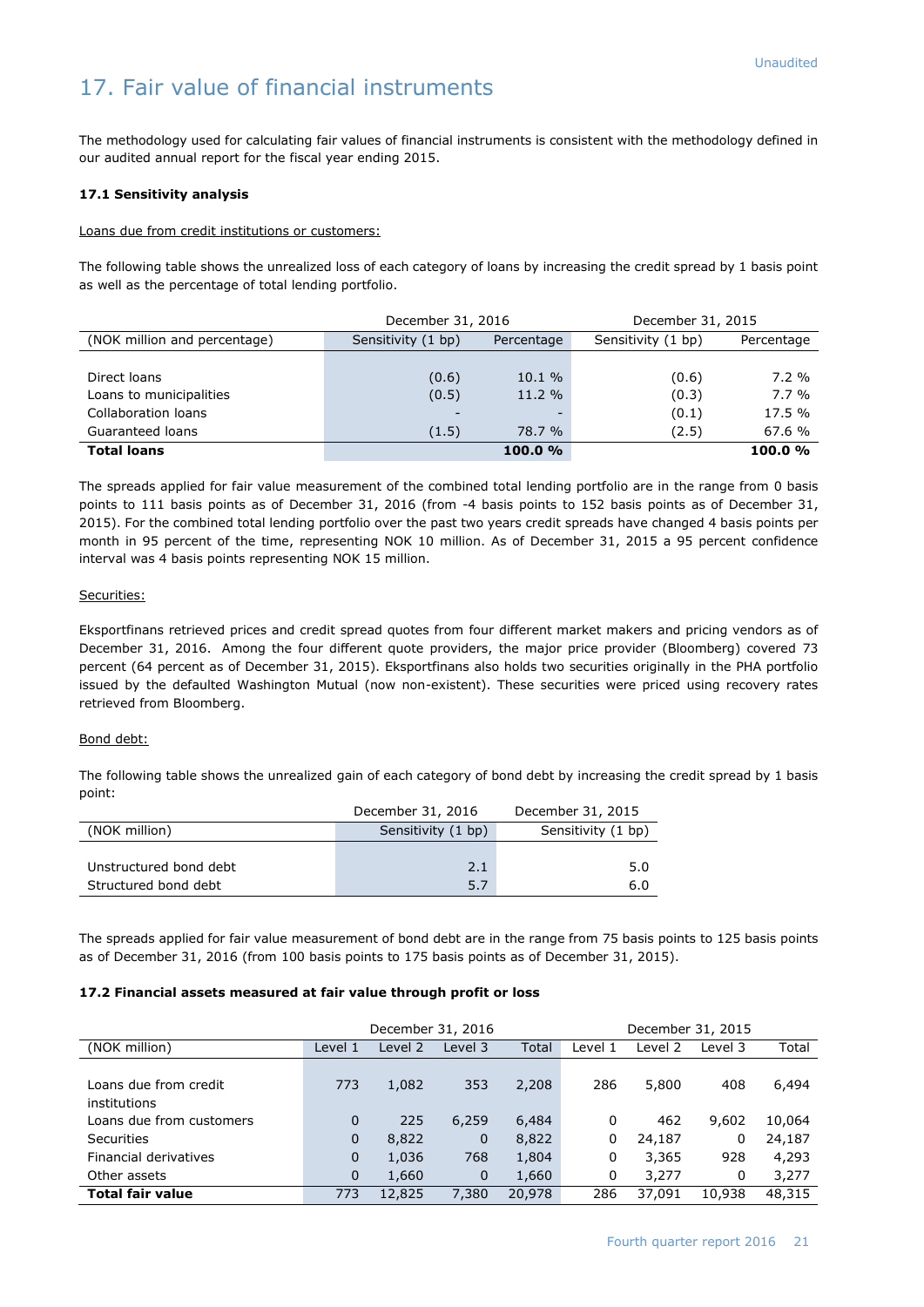Unaudited

# 17. Fair value of financial instruments

The methodology used for calculating fair values of financial instruments is consistent with the methodology defined in our audited annual report for the fiscal year ending 2015.

### 17.1 Sensitivity analysis

Loans due from credit institutions or customers:

The following table shows the unrealized loss of each category of loans by increasing the credit spread by 1 basis point as well as the percentage of total lending portfolio.

| | December 31, 2016 | | December 31, 2015 | |
|---|---|---|---|---|
| (NOK million and percentage) | Sensitivity (1 bp) | Percentage | Sensitivity (1 bp) | Percentage |
| Direct loans | (0.6) | 10.1 % | (0.6) | 7.2 % |
| Loans to municipalities | (0.5) | 11.2 % | (0.3) | 7.7 % |
| Collaboration loans | - | - | (0.1) | 17.5 % |
| Guaranteed loans | (1.5) | 78.7 % | (2.5) | 67.6 % |
| **Total loans** | | **100.0 %** | | **100.0 %** |

The spreads applied for fair value measurement of the combined total lending portfolio are in the range from 0 basis points to 111 basis points as of December 31, 2016 (from -4 basis points to 152 basis points as of December 31, 2015). For the combined total lending portfolio over the past two years credit spreads have changed 4 basis points per month in 95 percent of the time, representing NOK 10 million. As of December 31, 2015 a 95 percent confidence interval was 4 basis points representing NOK 15 million.

Securities:

Eksportfinans retrieved prices and credit spread quotes from four different market makers and pricing vendors as of December 31, 2016. Among the four different quote providers, the major price provider (Bloomberg) covered 73 percent (64 percent as of December 31, 2015). Eksportfinans also holds two securities originally in the PHA portfolio issued by the defaulted Washington Mutual (now non-existent). These securities were priced using recovery rates retrieved from Bloomberg.

Bond debt:

The following table shows the unrealized gain of each category of bond debt by increasing the credit spread by 1 basis point:

| | December 31, 2016 | December 31, 2015 |
|---|---|---|
| (NOK million) | Sensitivity (1 bp) | Sensitivity (1 bp) |
| Unstructured bond debt | 2.1 | 5.0 |
| Structured bond debt | 5.7 | 6.0 |

The spreads applied for fair value measurement of bond debt are in the range from 75 basis points to 125 basis points as of December 31, 2016 (from 100 basis points to 175 basis points as of December 31, 2015).

### 17.2 Financial assets measured at fair value through profit or loss

| | December 31, 2016 | | | | December 31, 2015 | | | |
|---|---|---|---|---|---|---|---|---|
| (NOK million) | Level 1 | Level 2 | Level 3 | Total | Level 1 | Level 2 | Level 3 | Total |
| Loans due from credit institutions | 773 | 1,082 | 353 | 2,208 | 286 | 5,800 | 408 | 6,494 |
| Loans due from customers | 0 | 225 | 6,259 | 6,484 | 0 | 462 | 9,602 | 10,064 |
| Securities | 0 | 8,822 | 0 | 8,822 | 0 | 24,187 | 0 | 24,187 |
| Financial derivatives | 0 | 1,036 | 768 | 1,804 | 0 | 3,365 | 928 | 4,293 |
| Other assets | 0 | 1,660 | 0 | 1,660 | 0 | 3,277 | 0 | 3,277 |
| **Total fair value** | 773 | 12,825 | 7,380 | 20,978 | 286 | 37,091 | 10,938 | 48,315 |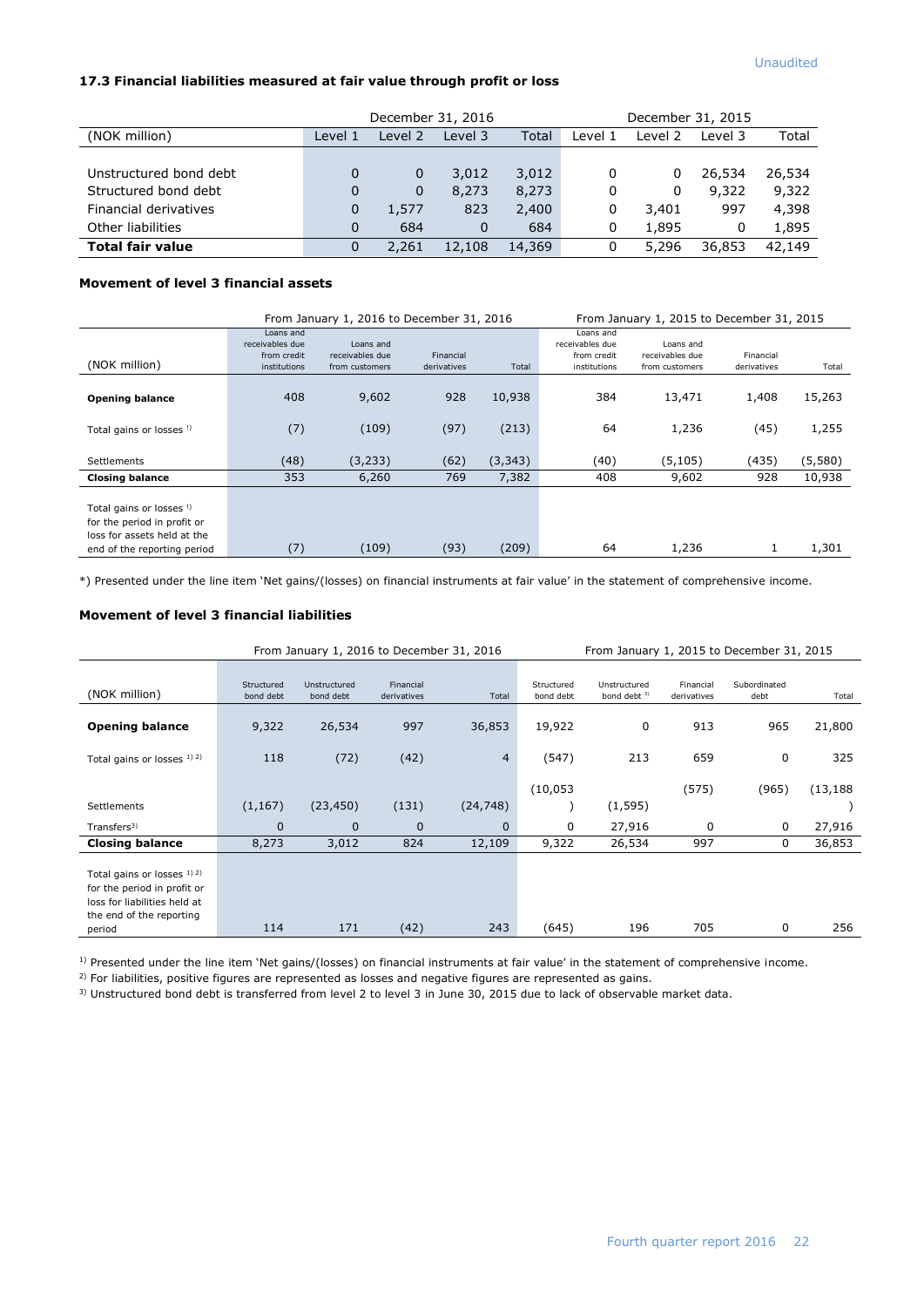Unaudited

### 17.3 Financial liabilities measured at fair value through profit or loss

| | December 31, 2016 | | | | December 31, 2015 | | | |
|---|---|---|---|---|---|---|---|---|
| (NOK million) | Level 1 | Level 2 | Level 3 | Total | Level 1 | Level 2 | Level 3 | Total |
| Unstructured bond debt | 0 | 0 | 3,012 | 3,012 | 0 | 0 | 26,534 | 26,534 |
| Structured bond debt | 0 | 0 | 8,273 | 8,273 | 0 | 0 | 9,322 | 9,322 |
| Financial derivatives | 0 | 1,577 | 823 | 2,400 | 0 | 3,401 | 997 | 4,398 |
| Other liabilities | 0 | 684 | 0 | 684 | 0 | 1,895 | 0 | 1,895 |
| **Total fair value** | 0 | 2,261 | 12,108 | 14,369 | 0 | 5,296 | 36,853 | 42,149 |

### Movement of level 3 financial assets

| | From January 1, 2016 to December 31, 2016 | | | | From January 1, 2015 to December 31, 2015 | | | |
|---|---|---|---|---|---|---|---|---|
| (NOK million) | Loans and receivables due from credit institutions | Loans and receivables due from customers | Financial derivatives | Total | Loans and receivables due from credit institutions | Loans and receivables due from customers | Financial derivatives | Total |
| **Opening balance** | 408 | 9,602 | 928 | 10,938 | 384 | 13,471 | 1,408 | 15,263 |
| Total gains or losses [1] | (7) | (109) | (97) | (213) | 64 | 1,236 | (45) | 1,255 |
| Settlements | (48) | (3,233) | (62) | (3,343) | (40) | (5,105) | (435) | (5,580) |
| **Closing balance** | 353 | 6,260 | 769 | 7,382 | 408 | 9,602 | 928 | 10,938 |
| Total gains or losses [1] for the period in profit or loss for assets held at the end of the reporting period | (7) | (109) | (93) | (209) | 64 | 1,236 | 1 | 1,301 |

*) Presented under the line item 'Net gains/(losses) on financial instruments at fair value' in the statement of comprehensive income.

### Movement of level 3 financial liabilities

| | From January 1, 2016 to December 31, 2016 | | | | From January 1, 2015 to December 31, 2015 | | | | |
|---|---|---|---|---|---|---|---|---|---|
| (NOK million) | Structured bond debt | Unstructured bond debt | Financial derivatives | Total | Structured bond debt | Unstructured bond debt [3] | Financial derivatives | Subordinated debt | Total |
| **Opening balance** | 9,322 | 26,534 | 997 | 36,853 | 19,922 | 0 | 913 | 965 | 21,800 |
| Total gains or losses [1) 2)] | 118 | (72) | (42) | 4 | (547) | 213 | 659 | 0 | 325 |
| Settlements | (1,167) | (23,450) | (131) | (24,748) | (10,053) | (1,595) | (575) | (965) | (13,188) |
| Transfers[3)] | 0 | 0 | 0 | 0 | 0 | 27,916 | 0 | 0 | 27,916 |
| **Closing balance** | 8,273 | 3,012 | 824 | 12,109 | 9,322 | 26,534 | 997 | 0 | 36,853 |
| Total gains or losses [1) 2)] for the period in profit or loss for liabilities held at the end of the reporting period | 114 | 171 | (42) | 243 | (645) | 196 | 705 | 0 | 256 |

[1)] Presented under the line item 'Net gains/(losses) on financial instruments at fair value' in the statement of comprehensive income.

[2)] For liabilities, positive figures are represented as losses and negative figures are represented as gains.

[3)] Unstructured bond debt is transferred from level 2 to level 3 in June 30, 2015 due to lack of observable market data.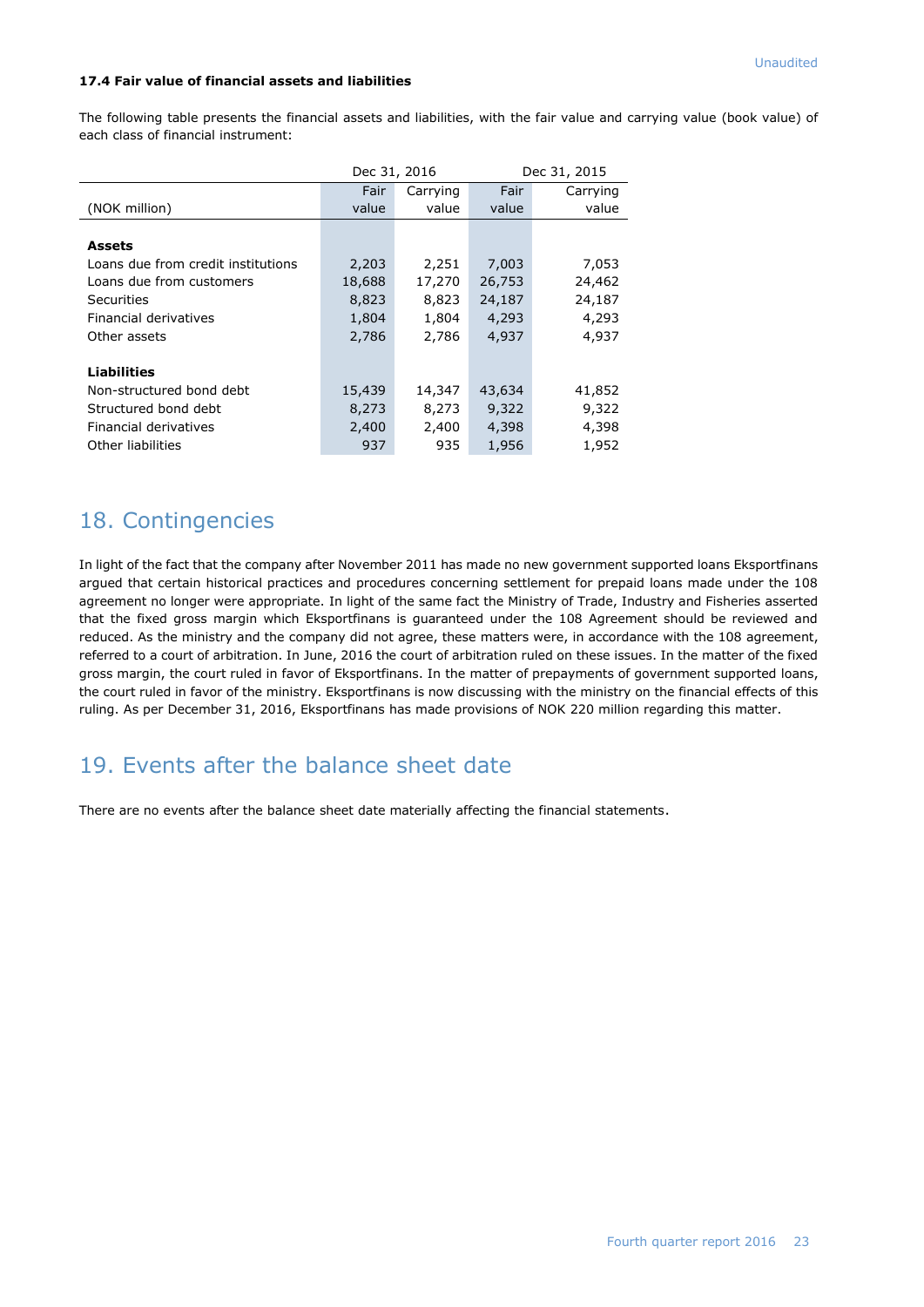"Unaudited" 

### 17.4 Fair value of financial assets and liabilities

The following table presents the financial assets and liabilities, with the fair value and carrying value (book value) of each class of financial instrument:

| | Dec 31, 2016 | | Dec 31, 2015 | |
|---|---|---|---|---|
| (NOK million) | Fair value | Carrying value | Fair value | Carrying value |
| **Assets** | | | | |
| Loans due from credit institutions | 2,203 | 2,251 | 7,003 | 7,053 |
| Loans due from customers | 18,688 | 17,270 | 26,753 | 24,462 |
| Securities | 8,823 | 8,823 | 24,187 | 24,187 |
| Financial derivatives | 1,804 | 1,804 | 4,293 | 4,293 |
| Other assets | 2,786 | 2,786 | 4,937 | 4,937 |
| **Liabilities** | | | | |
| Non-structured bond debt | 15,439 | 14,347 | 43,634 | 41,852 |
| Structured bond debt | 8,273 | 8,273 | 9,322 | 9,322 |
| Financial derivatives | 2,400 | 2,400 | 4,398 | 4,398 |
| Other liabilities | 937 | 935 | 1,956 | 1,952 |

## 18. Contingencies

In light of the fact that the company after November 2011 has made no new government supported loans Eksportfinans argued that certain historical practices and procedures concerning settlement for prepaid loans made under the 108 agreement no longer were appropriate. In light of the same fact the Ministry of Trade, Industry and Fisheries asserted that the fixed gross margin which Eksportfinans is guaranteed under the 108 Agreement should be reviewed and reduced. As the ministry and the company did not agree, these matters were, in accordance with the 108 agreement, referred to a court of arbitration. In June, 2016 the court of arbitration ruled on these issues. In the matter of the fixed gross margin, the court ruled in favor of Eksportfinans. In the matter of prepayments of government supported loans, the court ruled in favor of the ministry. Eksportfinans is now discussing with the ministry on the financial effects of this ruling. As per December 31, 2016, Eksportfinans has made provisions of NOK 220 million regarding this matter.

## 19. Events after the balance sheet date

There are no events after the balance sheet date materially affecting the financial statements.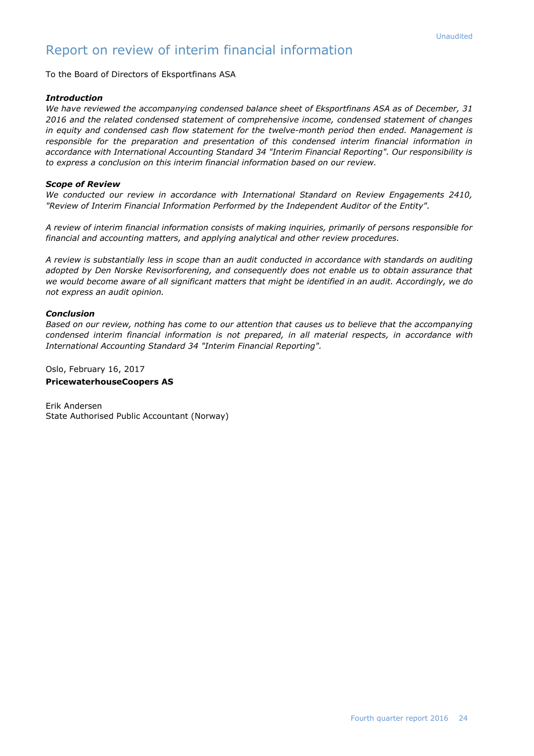# Report on review of interim financial information

To the Board of Directors of Eksportfinans ASA

***Introduction***

*We have reviewed the accompanying condensed balance sheet of Eksportfinans ASA as of December, 31 2016 and the related condensed statement of comprehensive income, condensed statement of changes in equity and condensed cash flow statement for the twelve-month period then ended. Management is responsible for the preparation and presentation of this condensed interim financial information in accordance with International Accounting Standard 34 "Interim Financial Reporting". Our responsibility is to express a conclusion on this interim financial information based on our review.*

***Scope of Review***

*We conducted our review in accordance with International Standard on Review Engagements 2410, "Review of Interim Financial Information Performed by the Independent Auditor of the Entity".*

*A review of interim financial information consists of making inquiries, primarily of persons responsible for financial and accounting matters, and applying analytical and other review procedures.*

*A review is substantially less in scope than an audit conducted in accordance with standards on auditing adopted by Den Norske Revisorforening, and consequently does not enable us to obtain assurance that we would become aware of all significant matters that might be identified in an audit. Accordingly, we do not express an audit opinion.*

***Conclusion***

*Based on our review, nothing has come to our attention that causes us to believe that the accompanying condensed interim financial information is not prepared, in all material respects, in accordance with International Accounting Standard 34 "Interim Financial Reporting".*

Oslo, February 16, 2017

**PricewaterhouseCoopers AS**

Erik Andersen
State Authorised Public Accountant (Norway)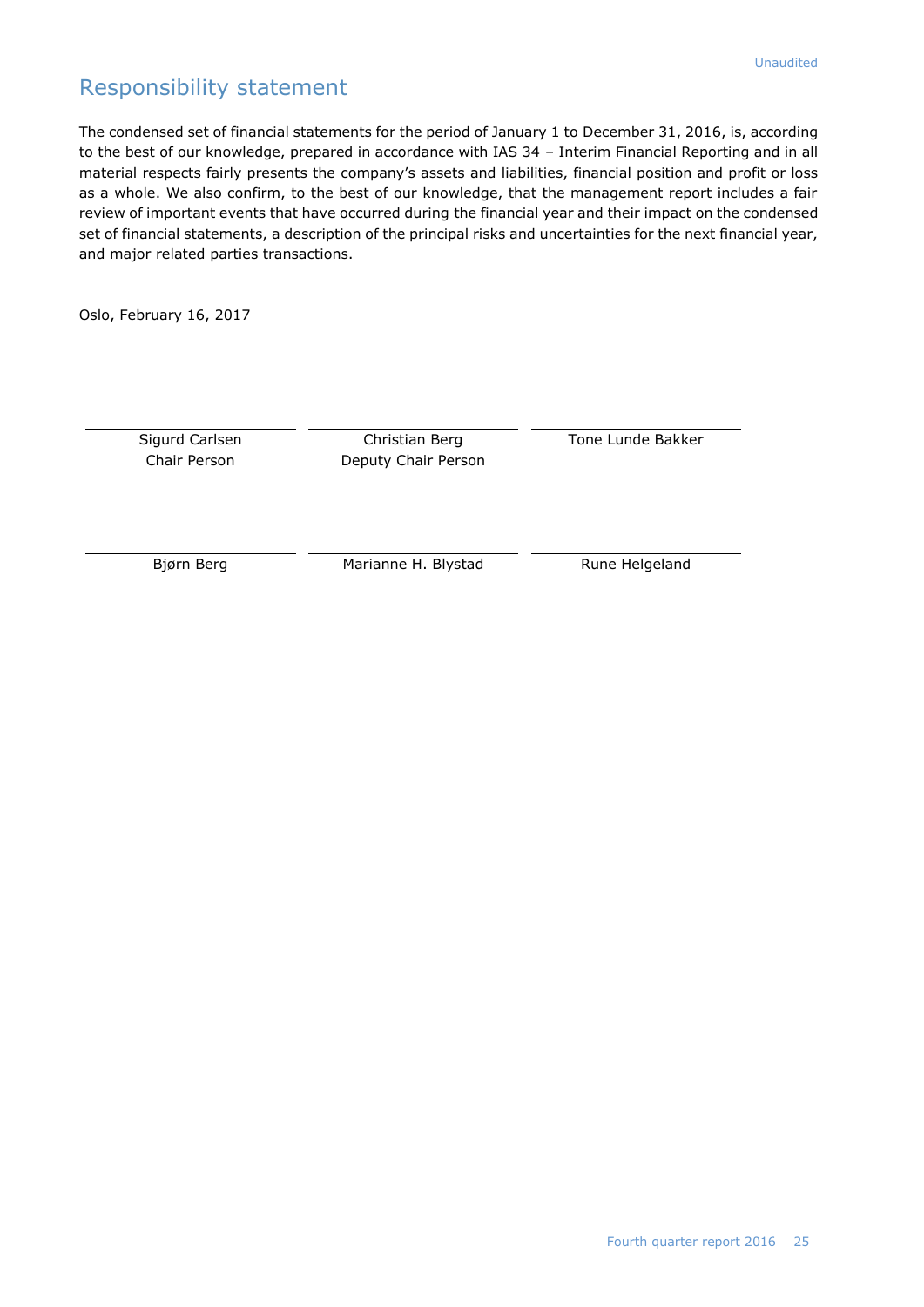Unaudited

# Responsibility statement

The condensed set of financial statements for the period of January 1 to December 31, 2016, is, according to the best of our knowledge, prepared in accordance with IAS 34 – Interim Financial Reporting and in all material respects fairly presents the company's assets and liabilities, financial position and profit or loss as a whole. We also confirm, to the best of our knowledge, that the management report includes a fair review of important events that have occurred during the financial year and their impact on the condensed set of financial statements, a description of the principal risks and uncertainties for the next financial year, and major related parties transactions.

Oslo, February 16, 2017

| | | |
|---|---|---|
| Sigurd Carlsen<br>Chair Person | Christian Berg<br>Deputy Chair Person | Tone Lunde Bakker |
| Bjørn Berg | Marianne H. Blystad | Rune Helgeland |